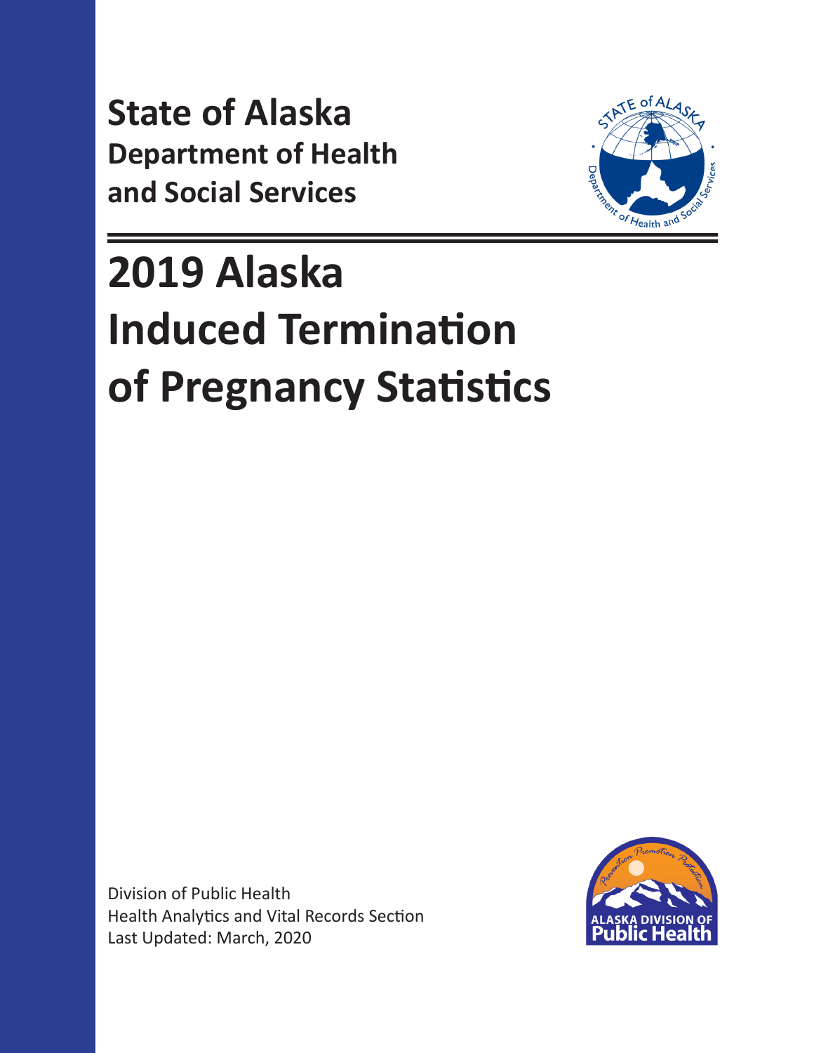# State of Alaska

## Department of Health and Social Services

# 2019 Alaska Induced Termination of Pregnancy Statistics

Division of Public Health
Health Analytics and Vital Records Section
Last Updated: March, 2020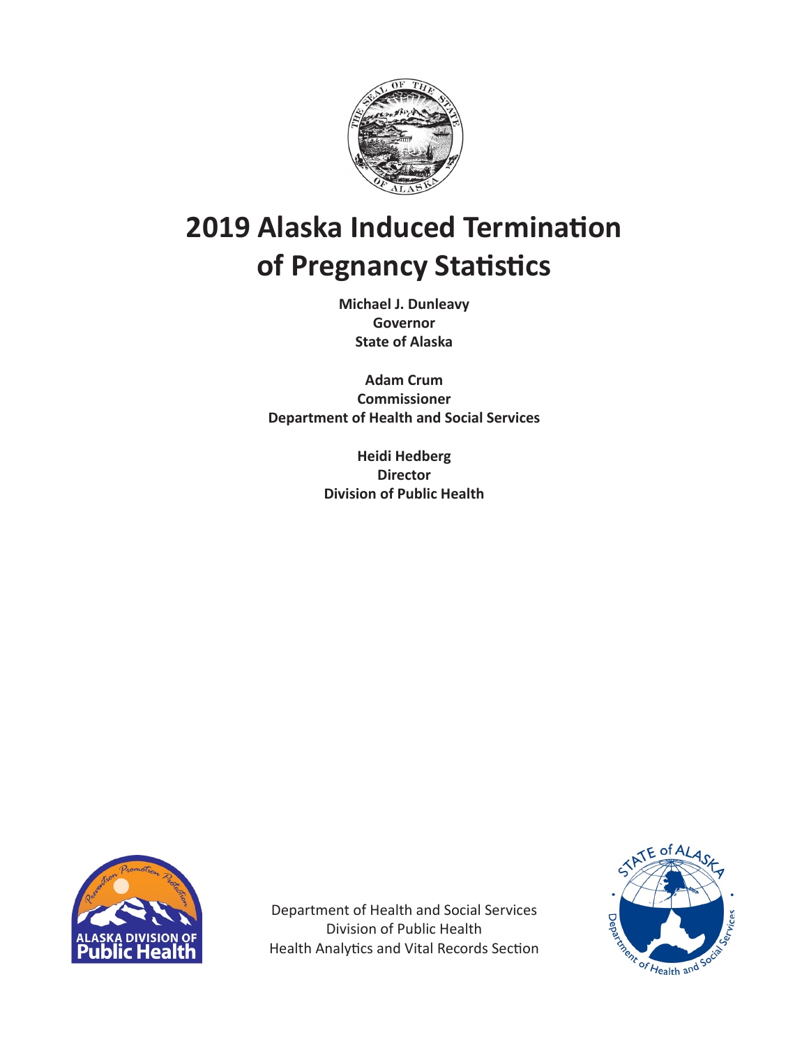# 2019 Alaska Induced Termination of Pregnancy Statistics

**Michael J. Dunleavy**
**Governor**
**State of Alaska**

**Adam Crum**
**Commissioner**
**Department of Health and Social Services**

**Heidi Hedberg**
**Director**
**Division of Public Health**

Department of Health and Social Services
Division of Public Health
Health Analytics and Vital Records Section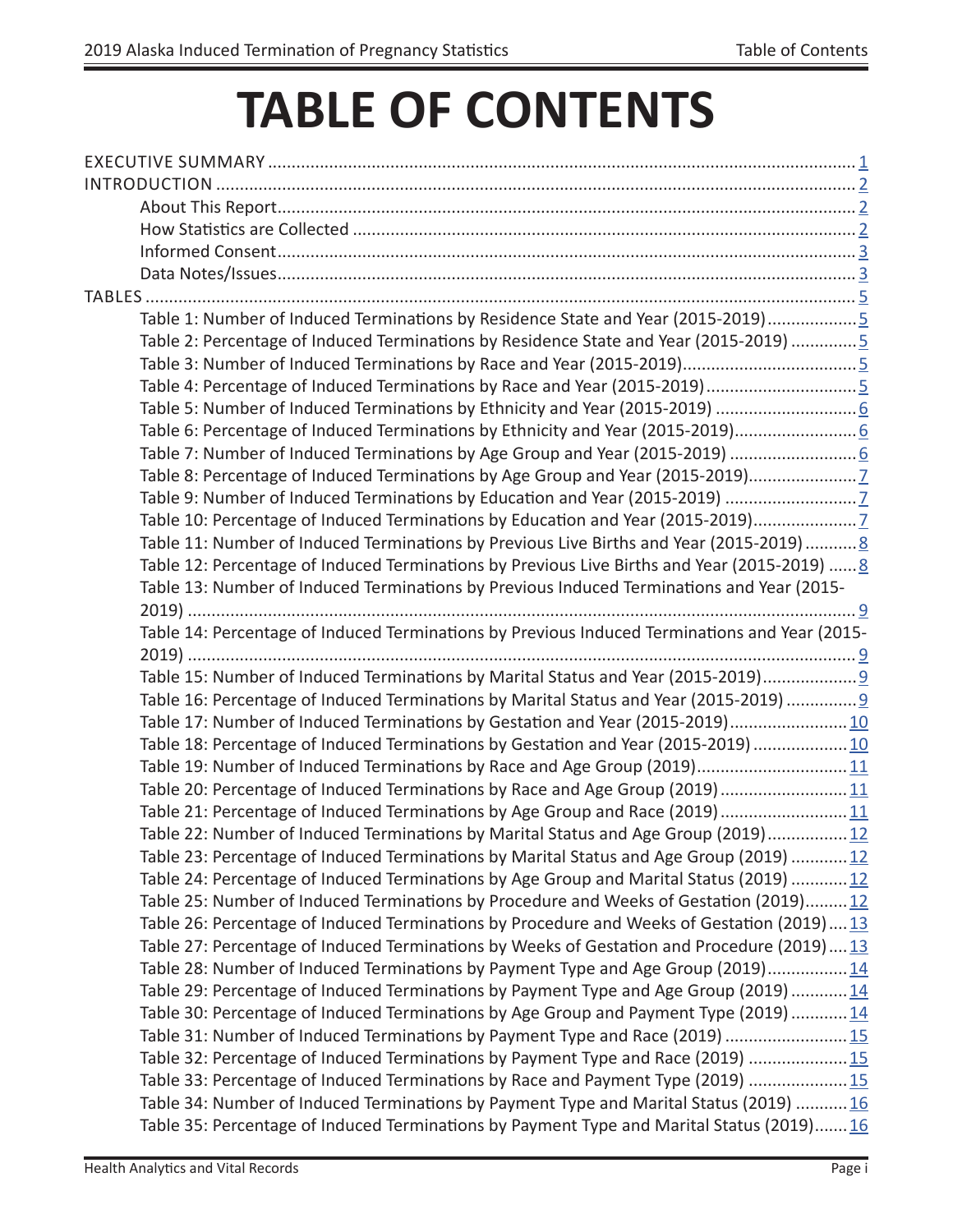# TABLE OF CONTENTS

EXECUTIVE SUMMARY ..... 1

INTRODUCTION ..... 2

- About This Report ..... 2
- How Statistics are Collected ..... 2
- Informed Consent ..... 3
- Data Notes/Issues ..... 3

TABLES ..... 5

- Table 1: Number of Induced Terminations by Residence State and Year (2015-2019) ..... 5
- Table 2: Percentage of Induced Terminations by Residence State and Year (2015-2019) ..... 5
- Table 3: Number of Induced Terminations by Race and Year (2015-2019) ..... 5
- Table 4: Percentage of Induced Terminations by Race and Year (2015-2019) ..... 5
- Table 5: Number of Induced Terminations by Ethnicity and Year (2015-2019) ..... 6
- Table 6: Percentage of Induced Terminations by Ethnicity and Year (2015-2019) ..... 6
- Table 7: Number of Induced Terminations by Age Group and Year (2015-2019) ..... 6
- Table 8: Percentage of Induced Terminations by Age Group and Year (2015-2019) ..... 7
- Table 9: Number of Induced Terminations by Education and Year (2015-2019) ..... 7
- Table 10: Percentage of Induced Terminations by Education and Year (2015-2019) ..... 7
- Table 11: Number of Induced Terminations by Previous Live Births and Year (2015-2019) ..... 8
- Table 12: Percentage of Induced Terminations by Previous Live Births and Year (2015-2019) ..... 8
- Table 13: Number of Induced Terminations by Previous Induced Terminations and Year (2015-2019) ..... 9
- Table 14: Percentage of Induced Terminations by Previous Induced Terminations and Year (2015-2019) ..... 9
- Table 15: Number of Induced Terminations by Marital Status and Year (2015-2019) ..... 9
- Table 16: Percentage of Induced Terminations by Marital Status and Year (2015-2019) ..... 9
- Table 17: Number of Induced Terminations by Gestation and Year (2015-2019) ..... 10
- Table 18: Percentage of Induced Terminations by Gestation and Year (2015-2019) ..... 10
- Table 19: Number of Induced Terminations by Race and Age Group (2019) ..... 11
- Table 20: Percentage of Induced Terminations by Race and Age Group (2019) ..... 11
- Table 21: Percentage of Induced Terminations by Age Group and Race (2019) ..... 11
- Table 22: Number of Induced Terminations by Marital Status and Age Group (2019) ..... 12
- Table 23: Percentage of Induced Terminations by Marital Status and Age Group (2019) ..... 12
- Table 24: Percentage of Induced Terminations by Age Group and Marital Status (2019) ..... 12
- Table 25: Number of Induced Terminations by Procedure and Weeks of Gestation (2019) ..... 12
- Table 26: Percentage of Induced Terminations by Procedure and Weeks of Gestation (2019) ..... 13
- Table 27: Percentage of Induced Terminations by Weeks of Gestation and Procedure (2019) ..... 13
- Table 28: Number of Induced Terminations by Payment Type and Age Group (2019) ..... 14
- Table 29: Percentage of Induced Terminations by Payment Type and Age Group (2019) ..... 14
- Table 30: Percentage of Induced Terminations by Age Group and Payment Type (2019) ..... 14
- Table 31: Number of Induced Terminations by Payment Type and Race (2019) ..... 15
- Table 32: Percentage of Induced Terminations by Payment Type and Race (2019) ..... 15
- Table 33: Percentage of Induced Terminations by Race and Payment Type (2019) ..... 15
- Table 34: Number of Induced Terminations by Payment Type and Marital Status (2019) ..... 16
- Table 35: Percentage of Induced Terminations by Payment Type and Marital Status (2019) ..... 16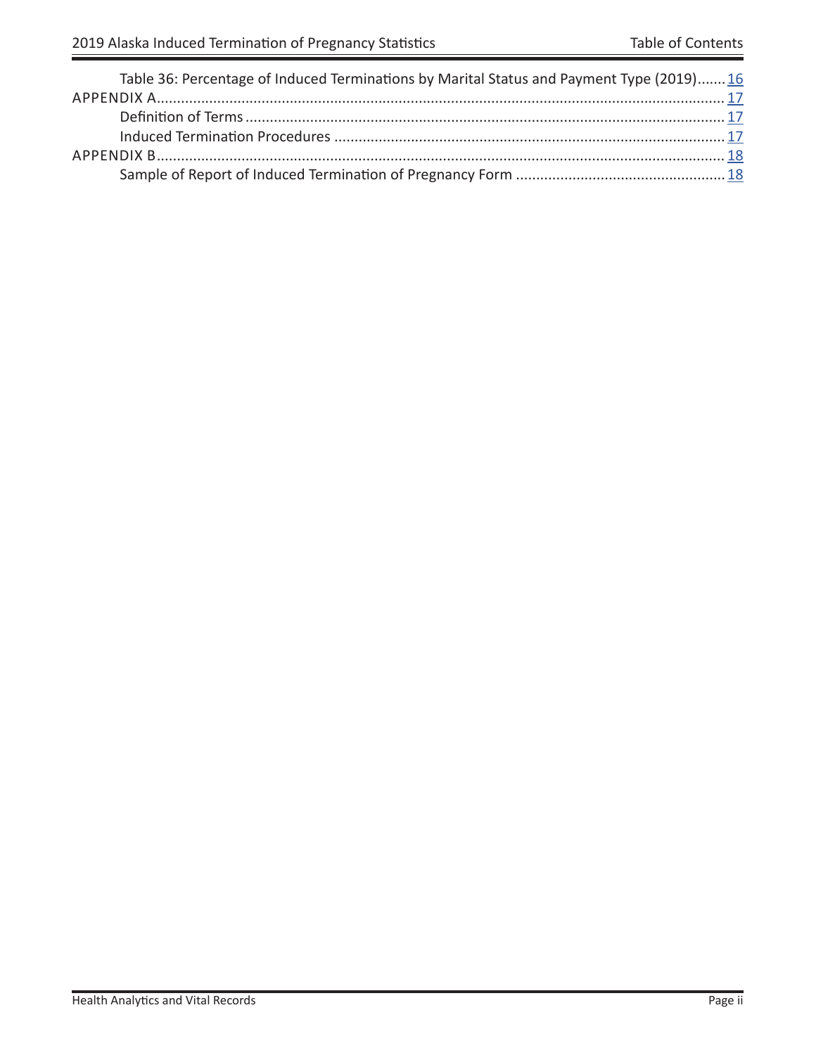Table 36: Percentage of Induced Terminations by Marital Status and Payment Type (2019)....... 16

APPENDIX A........................................................................................................................................ 17

Definition of Terms.................................................................................................................... 17

Induced Termination Procedures ............................................................................................... 17

APPENDIX B........................................................................................................................................ 18

Sample of Report of Induced Termination of Pregnancy Form .................................................. 18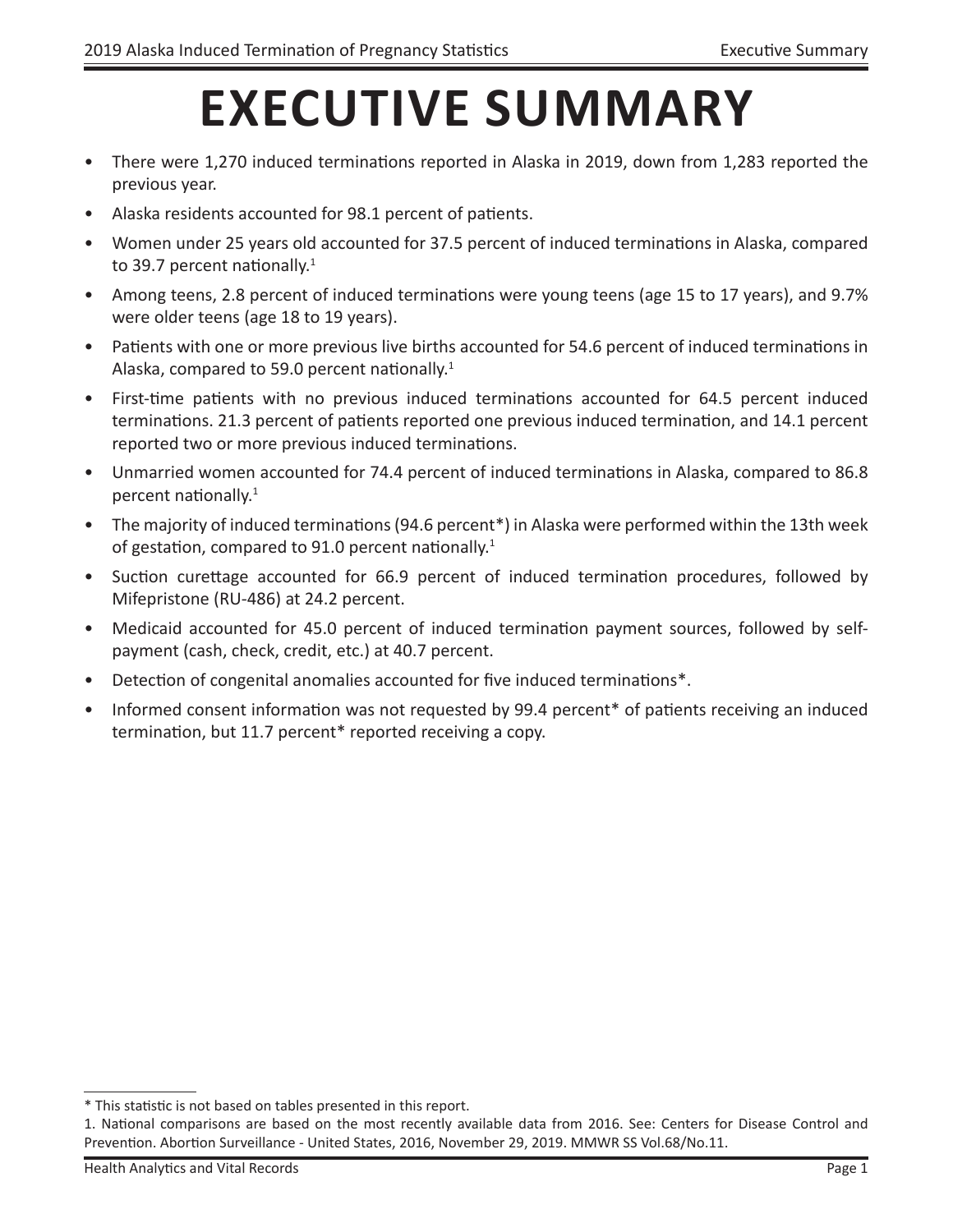# EXECUTIVE SUMMARY

- There were 1,270 induced terminations reported in Alaska in 2019, down from 1,283 reported the previous year.
- Alaska residents accounted for 98.1 percent of patients.
- Women under 25 years old accounted for 37.5 percent of induced terminations in Alaska, compared to 39.7 percent nationally.[1]
- Among teens, 2.8 percent of induced terminations were young teens (age 15 to 17 years), and 9.7% were older teens (age 18 to 19 years).
- Patients with one or more previous live births accounted for 54.6 percent of induced terminations in Alaska, compared to 59.0 percent nationally.[1]
- First-time patients with no previous induced terminations accounted for 64.5 percent induced terminations. 21.3 percent of patients reported one previous induced termination, and 14.1 percent reported two or more previous induced terminations.
- Unmarried women accounted for 74.4 percent of induced terminations in Alaska, compared to 86.8 percent nationally.[1]
- The majority of induced terminations (94.6 percent*) in Alaska were performed within the 13th week of gestation, compared to 91.0 percent nationally.[1]
- Suction curettage accounted for 66.9 percent of induced termination procedures, followed by Mifepristone (RU-486) at 24.2 percent.
- Medicaid accounted for 45.0 percent of induced termination payment sources, followed by self-payment (cash, check, credit, etc.) at 40.7 percent.
- Detection of congenital anomalies accounted for five induced terminations*.
- Informed consent information was not requested by 99.4 percent* of patients receiving an induced termination, but 11.7 percent* reported receiving a copy.

---

\* This statistic is not based on tables presented in this report.

1. National comparisons are based on the most recently available data from 2016. See: Centers for Disease Control and Prevention. Abortion Surveillance - United States, 2016, November 29, 2019. MMWR SS Vol.68/No.11.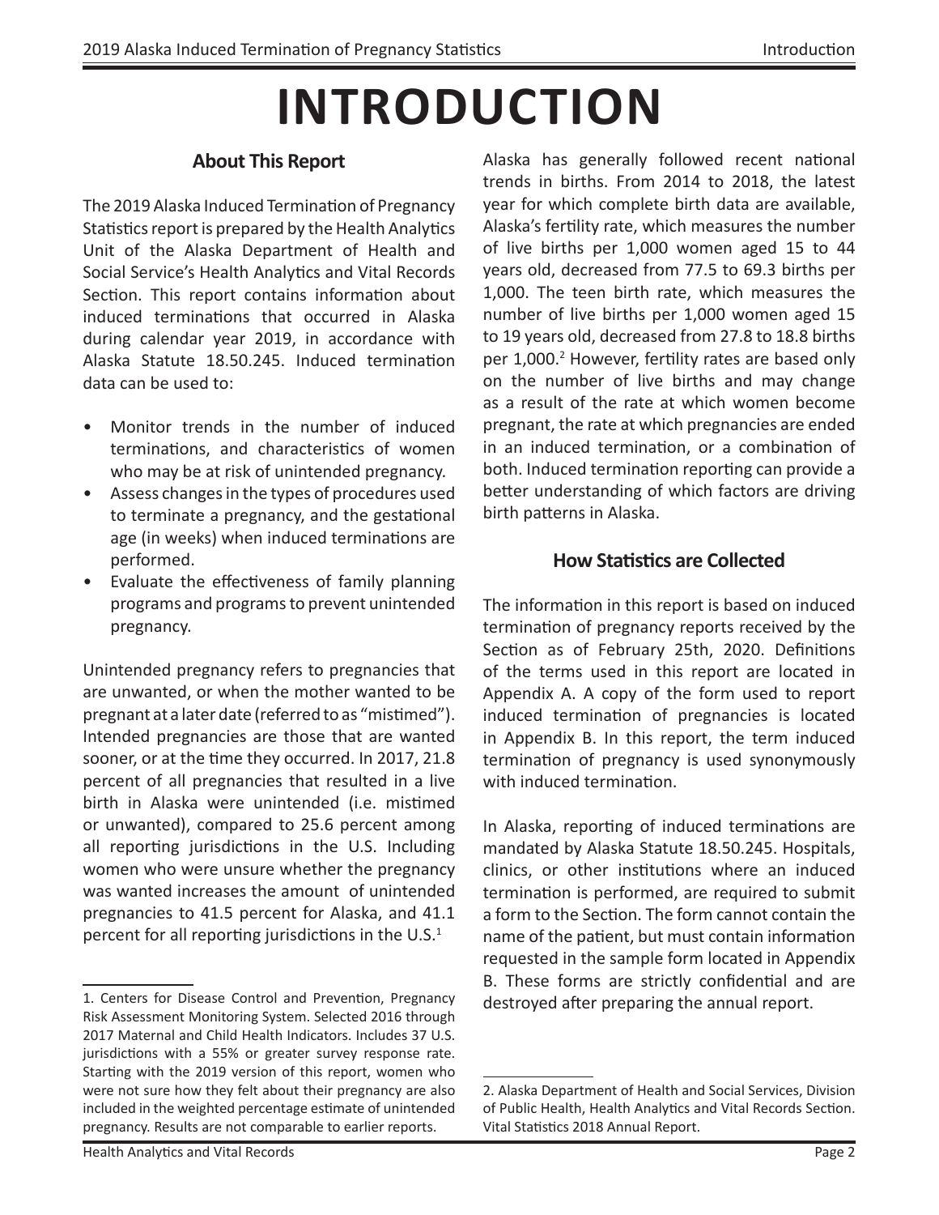# INTRODUCTION

## About This Report

The 2019 Alaska Induced Termination of Pregnancy Statistics report is prepared by the Health Analytics Unit of the Alaska Department of Health and Social Service's Health Analytics and Vital Records Section. This report contains information about induced terminations that occurred in Alaska during calendar year 2019, in accordance with Alaska Statute 18.50.245. Induced termination data can be used to:

- Monitor trends in the number of induced terminations, and characteristics of women who may be at risk of unintended pregnancy.
- Assess changes in the types of procedures used to terminate a pregnancy, and the gestational age (in weeks) when induced terminations are performed.
- Evaluate the effectiveness of family planning programs and programs to prevent unintended pregnancy.

Unintended pregnancy refers to pregnancies that are unwanted, or when the mother wanted to be pregnant at a later date (referred to as "mistimed"). Intended pregnancies are those that are wanted sooner, or at the time they occurred. In 2017, 21.8 percent of all pregnancies that resulted in a live birth in Alaska were unintended (i.e. mistimed or unwanted), compared to 25.6 percent among all reporting jurisdictions in the U.S. Including women who were unsure whether the pregnancy was wanted increases the amount of unintended pregnancies to 41.5 percent for Alaska, and 41.1 percent for all reporting jurisdictions in the U.S.[1]

Alaska has generally followed recent national trends in births. From 2014 to 2018, the latest year for which complete birth data are available, Alaska's fertility rate, which measures the number of live births per 1,000 women aged 15 to 44 years old, decreased from 77.5 to 69.3 births per 1,000. The teen birth rate, which measures the number of live births per 1,000 women aged 15 to 19 years old, decreased from 27.8 to 18.8 births per 1,000.[2] However, fertility rates are based only on the number of live births and may change as a result of the rate at which women become pregnant, the rate at which pregnancies are ended in an induced termination, or a combination of both. Induced termination reporting can provide a better understanding of which factors are driving birth patterns in Alaska.

## How Statistics are Collected

The information in this report is based on induced termination of pregnancy reports received by the Section as of February 25th, 2020. Definitions of the terms used in this report are located in Appendix A. A copy of the form used to report induced termination of pregnancies is located in Appendix B. In this report, the term induced termination of pregnancy is used synonymously with induced termination.

In Alaska, reporting of induced terminations are mandated by Alaska Statute 18.50.245. Hospitals, clinics, or other institutions where an induced termination is performed, are required to submit a form to the Section. The form cannot contain the name of the patient, but must contain information requested in the sample form located in Appendix B. These forms are strictly confidential and are destroyed after preparing the annual report.

---

1. Centers for Disease Control and Prevention, Pregnancy Risk Assessment Monitoring System. Selected 2016 through 2017 Maternal and Child Health Indicators. Includes 37 U.S. jurisdictions with a 55% or greater survey response rate. Starting with the 2019 version of this report, women who were not sure how they felt about their pregnancy are also included in the weighted percentage estimate of unintended pregnancy. Results are not comparable to earlier reports.

2. Alaska Department of Health and Social Services, Division of Public Health, Health Analytics and Vital Records Section. Vital Statistics 2018 Annual Report.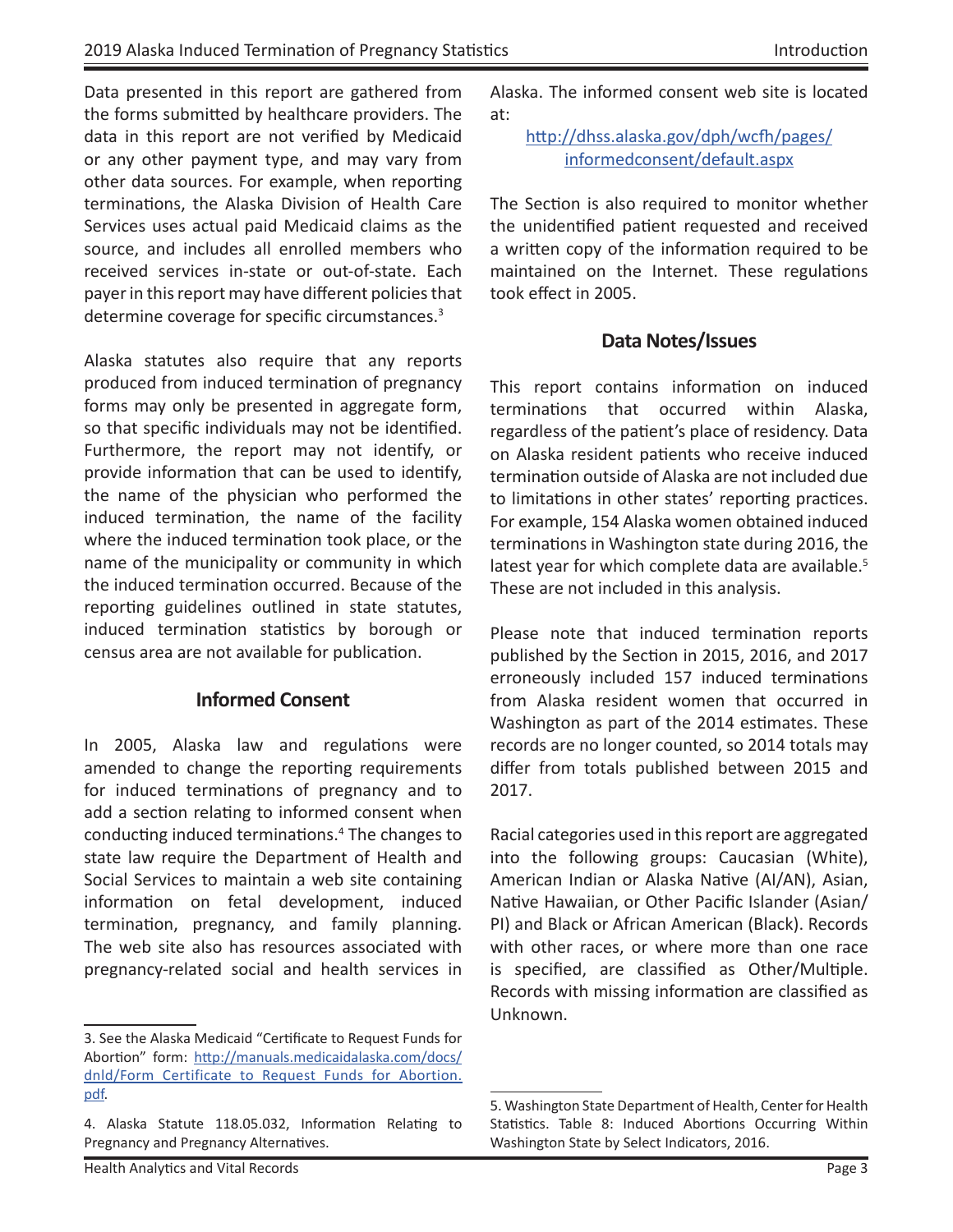Data presented in this report are gathered from the forms submitted by healthcare providers. The data in this report are not verified by Medicaid or any other payment type, and may vary from other data sources. For example, when reporting terminations, the Alaska Division of Health Care Services uses actual paid Medicaid claims as the source, and includes all enrolled members who received services in-state or out-of-state. Each payer in this report may have different policies that determine coverage for specific circumstances.[3]

Alaska statutes also require that any reports produced from induced termination of pregnancy forms may only be presented in aggregate form, so that specific individuals may not be identified. Furthermore, the report may not identify, or provide information that can be used to identify, the name of the physician who performed the induced termination, the name of the facility where the induced termination took place, or the name of the municipality or community in which the induced termination occurred. Because of the reporting guidelines outlined in state statutes, induced termination statistics by borough or census area are not available for publication.

## Informed Consent

In 2005, Alaska law and regulations were amended to change the reporting requirements for induced terminations of pregnancy and to add a section relating to informed consent when conducting induced terminations.[4] The changes to state law require the Department of Health and Social Services to maintain a web site containing information on fetal development, induced termination, pregnancy, and family planning. The web site also has resources associated with pregnancy-related social and health services in Alaska. The informed consent web site is located at:

http://dhss.alaska.gov/dph/wcfh/pages/informedconsent/default.aspx

The Section is also required to monitor whether the unidentified patient requested and received a written copy of the information required to be maintained on the Internet. These regulations took effect in 2005.

## Data Notes/Issues

This report contains information on induced terminations that occurred within Alaska, regardless of the patient's place of residency. Data on Alaska resident patients who receive induced termination outside of Alaska are not included due to limitations in other states' reporting practices. For example, 154 Alaska women obtained induced terminations in Washington state during 2016, the latest year for which complete data are available.[5] These are not included in this analysis.

Please note that induced termination reports published by the Section in 2015, 2016, and 2017 erroneously included 157 induced terminations from Alaska resident women that occurred in Washington as part of the 2014 estimates. These records are no longer counted, so 2014 totals may differ from totals published between 2015 and 2017.

Racial categories used in this report are aggregated into the following groups: Caucasian (White), American Indian or Alaska Native (AI/AN), Asian, Native Hawaiian, or Other Pacific Islander (Asian/PI) and Black or African American (Black). Records with other races, or where more than one race is specified, are classified as Other/Multiple. Records with missing information are classified as Unknown.

---

3. See the Alaska Medicaid "Certificate to Request Funds for Abortion" form: http://manuals.medicaidalaska.com/docs/dnld/Form_Certificate_to_Request_Funds_for_Abortion.pdf.

4. Alaska Statute 118.05.032, Information Relating to Pregnancy and Pregnancy Alternatives.

5. Washington State Department of Health, Center for Health Statistics. Table 8: Induced Abortions Occurring Within Washington State by Select Indicators, 2016.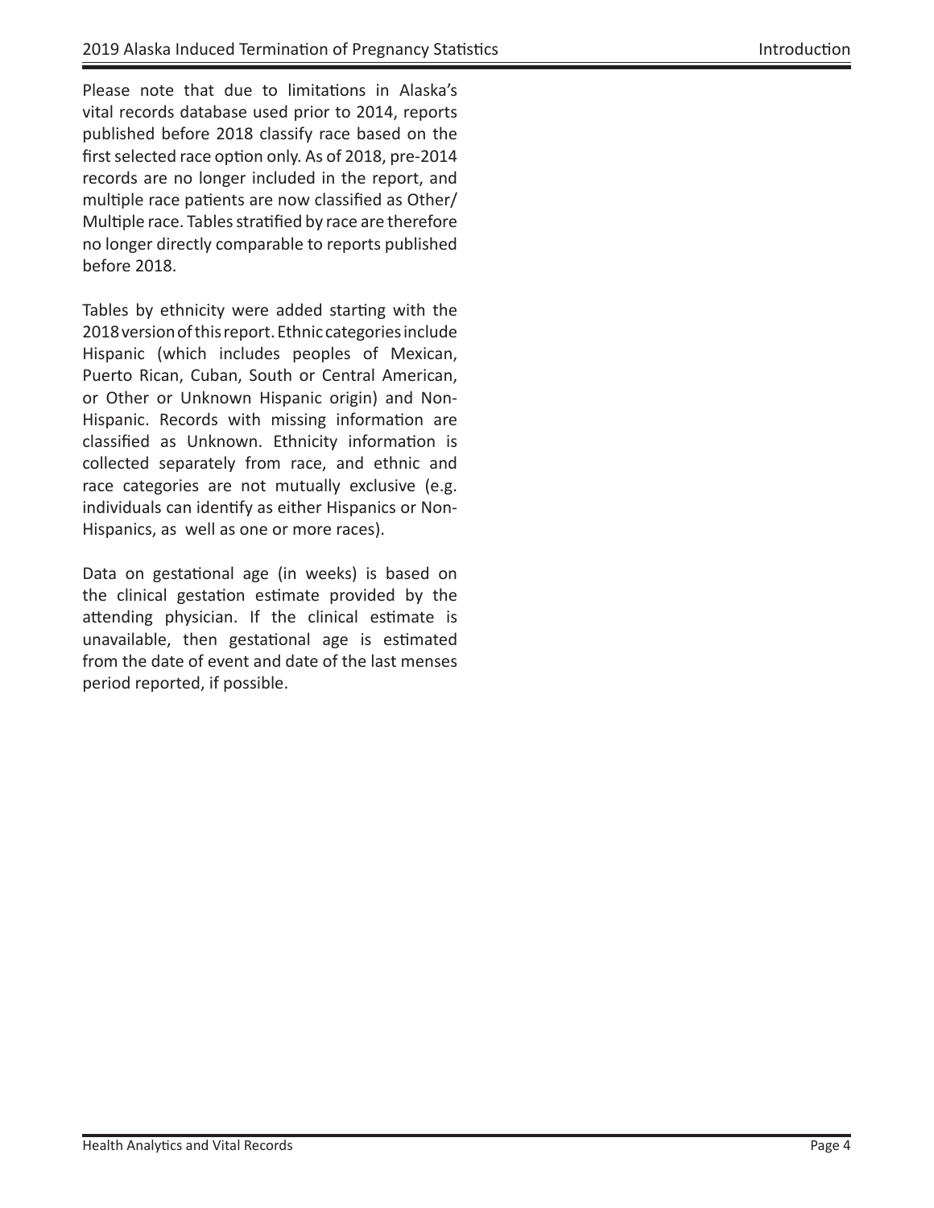Please note that due to limitations in Alaska's vital records database used prior to 2014, reports published before 2018 classify race based on the first selected race option only. As of 2018, pre-2014 records are no longer included in the report, and multiple race patients are now classified as Other/ Multiple race. Tables stratified by race are therefore no longer directly comparable to reports published before 2018.

Tables by ethnicity were added starting with the 2018 version of this report. Ethnic categories include Hispanic (which includes peoples of Mexican, Puerto Rican, Cuban, South or Central American, or Other or Unknown Hispanic origin) and Non-Hispanic. Records with missing information are classified as Unknown. Ethnicity information is collected separately from race, and ethnic and race categories are not mutually exclusive (e.g. individuals can identify as either Hispanics or Non-Hispanics, as well as one or more races).

Data on gestational age (in weeks) is based on the clinical gestation estimate provided by the attending physician. If the clinical estimate is unavailable, then gestational age is estimated from the date of event and date of the last menses period reported, if possible.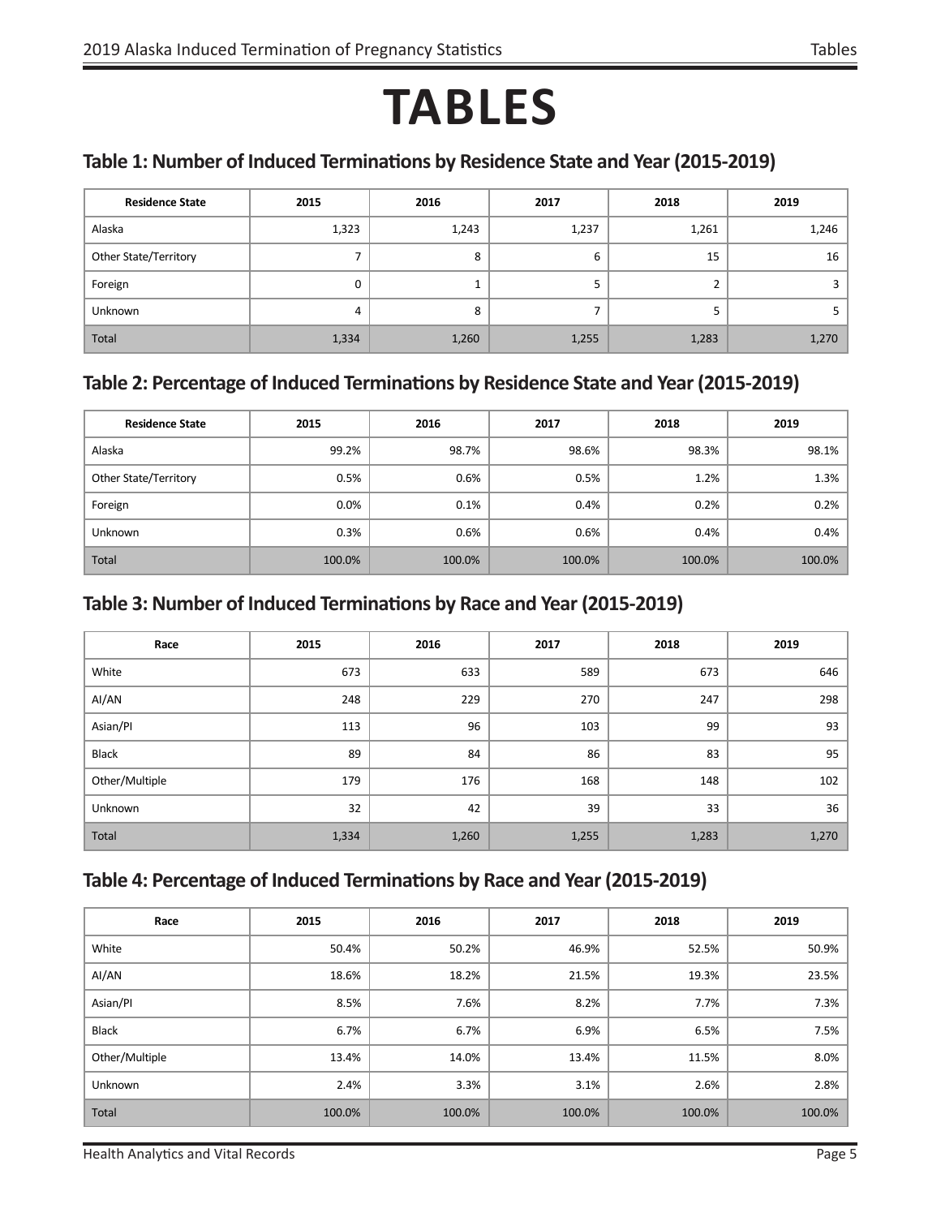# TABLES

## Table 1: Number of Induced Terminations by Residence State and Year (2015-2019)

| Residence State | 2015 | 2016 | 2017 | 2018 | 2019 |
|---|---|---|---|---|---|
| Alaska | 1,323 | 1,243 | 1,237 | 1,261 | 1,246 |
| Other State/Territory | 7 | 8 | 6 | 15 | 16 |
| Foreign | 0 | 1 | 5 | 2 | 3 |
| Unknown | 4 | 8 | 7 | 5 | 5 |
| Total | 1,334 | 1,260 | 1,255 | 1,283 | 1,270 |

## Table 2: Percentage of Induced Terminations by Residence State and Year (2015-2019)

| Residence State | 2015 | 2016 | 2017 | 2018 | 2019 |
|---|---|---|---|---|---|
| Alaska | 99.2% | 98.7% | 98.6% | 98.3% | 98.1% |
| Other State/Territory | 0.5% | 0.6% | 0.5% | 1.2% | 1.3% |
| Foreign | 0.0% | 0.1% | 0.4% | 0.2% | 0.2% |
| Unknown | 0.3% | 0.6% | 0.6% | 0.4% | 0.4% |
| Total | 100.0% | 100.0% | 100.0% | 100.0% | 100.0% |

## Table 3: Number of Induced Terminations by Race and Year (2015-2019)

| Race | 2015 | 2016 | 2017 | 2018 | 2019 |
|---|---|---|---|---|---|
| White | 673 | 633 | 589 | 673 | 646 |
| AI/AN | 248 | 229 | 270 | 247 | 298 |
| Asian/PI | 113 | 96 | 103 | 99 | 93 |
| Black | 89 | 84 | 86 | 83 | 95 |
| Other/Multiple | 179 | 176 | 168 | 148 | 102 |
| Unknown | 32 | 42 | 39 | 33 | 36 |
| Total | 1,334 | 1,260 | 1,255 | 1,283 | 1,270 |

## Table 4: Percentage of Induced Terminations by Race and Year (2015-2019)

| Race | 2015 | 2016 | 2017 | 2018 | 2019 |
|---|---|---|---|---|---|
| White | 50.4% | 50.2% | 46.9% | 52.5% | 50.9% |
| AI/AN | 18.6% | 18.2% | 21.5% | 19.3% | 23.5% |
| Asian/PI | 8.5% | 7.6% | 8.2% | 7.7% | 7.3% |
| Black | 6.7% | 6.7% | 6.9% | 6.5% | 7.5% |
| Other/Multiple | 13.4% | 14.0% | 13.4% | 11.5% | 8.0% |
| Unknown | 2.4% | 3.3% | 3.1% | 2.6% | 2.8% |
| Total | 100.0% | 100.0% | 100.0% | 100.0% | 100.0% |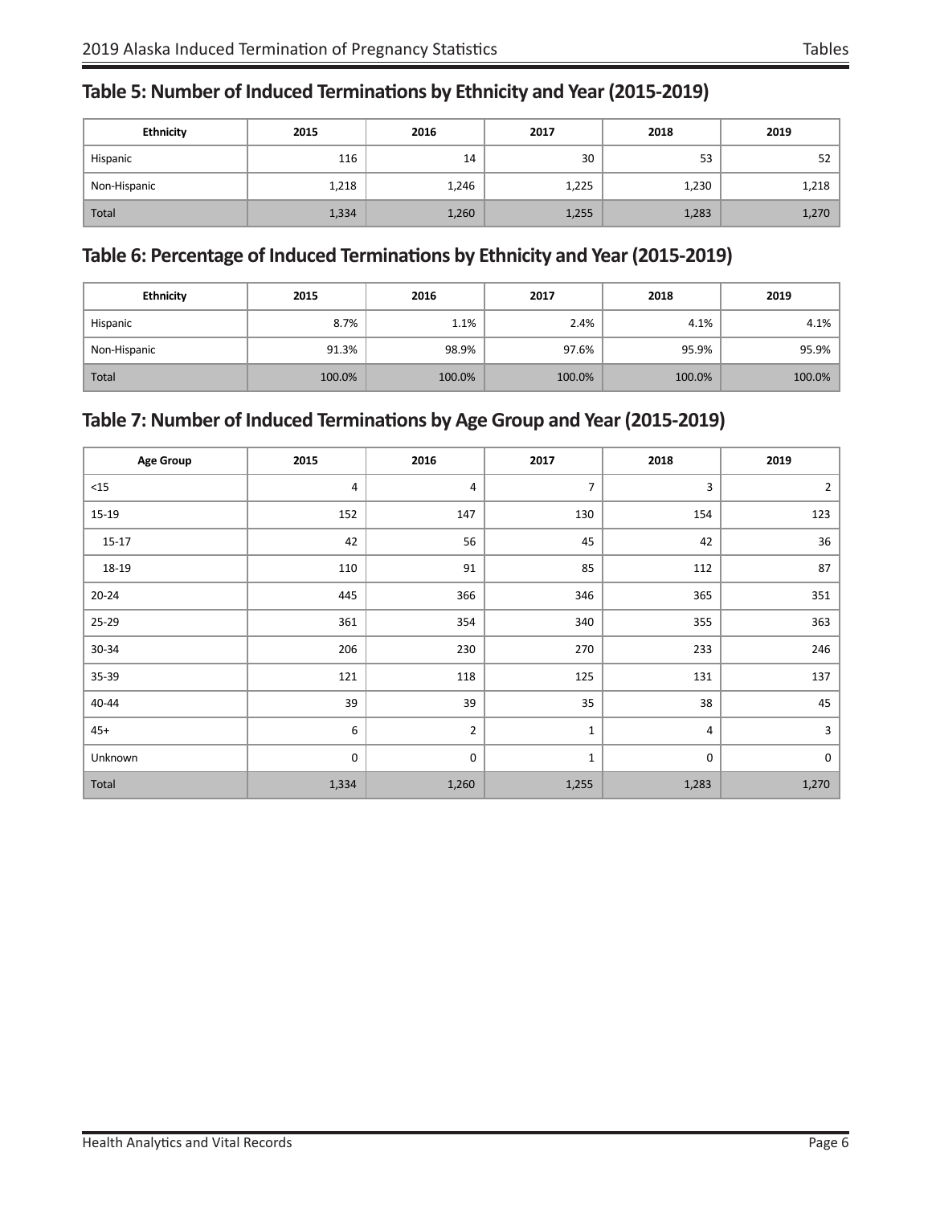## Table 5: Number of Induced Terminations by Ethnicity and Year (2015-2019)

| Ethnicity | 2015 | 2016 | 2017 | 2018 | 2019 |
|---|---|---|---|---|---|
| Hispanic | 116 | 14 | 30 | 53 | 52 |
| Non-Hispanic | 1,218 | 1,246 | 1,225 | 1,230 | 1,218 |
| Total | 1,334 | 1,260 | 1,255 | 1,283 | 1,270 |

## Table 6: Percentage of Induced Terminations by Ethnicity and Year (2015-2019)

| Ethnicity | 2015 | 2016 | 2017 | 2018 | 2019 |
|---|---|---|---|---|---|
| Hispanic | 8.7% | 1.1% | 2.4% | 4.1% | 4.1% |
| Non-Hispanic | 91.3% | 98.9% | 97.6% | 95.9% | 95.9% |
| Total | 100.0% | 100.0% | 100.0% | 100.0% | 100.0% |

## Table 7: Number of Induced Terminations by Age Group and Year (2015-2019)

| Age Group | 2015 | 2016 | 2017 | 2018 | 2019 |
|---|---|---|---|---|---|
| <15 | 4 | 4 | 7 | 3 | 2 |
| 15-19 | 152 | 147 | 130 | 154 | 123 |
| 15-17 | 42 | 56 | 45 | 42 | 36 |
| 18-19 | 110 | 91 | 85 | 112 | 87 |
| 20-24 | 445 | 366 | 346 | 365 | 351 |
| 25-29 | 361 | 354 | 340 | 355 | 363 |
| 30-34 | 206 | 230 | 270 | 233 | 246 |
| 35-39 | 121 | 118 | 125 | 131 | 137 |
| 40-44 | 39 | 39 | 35 | 38 | 45 |
| 45+ | 6 | 2 | 1 | 4 | 3 |
| Unknown | 0 | 0 | 1 | 0 | 0 |
| Total | 1,334 | 1,260 | 1,255 | 1,283 | 1,270 |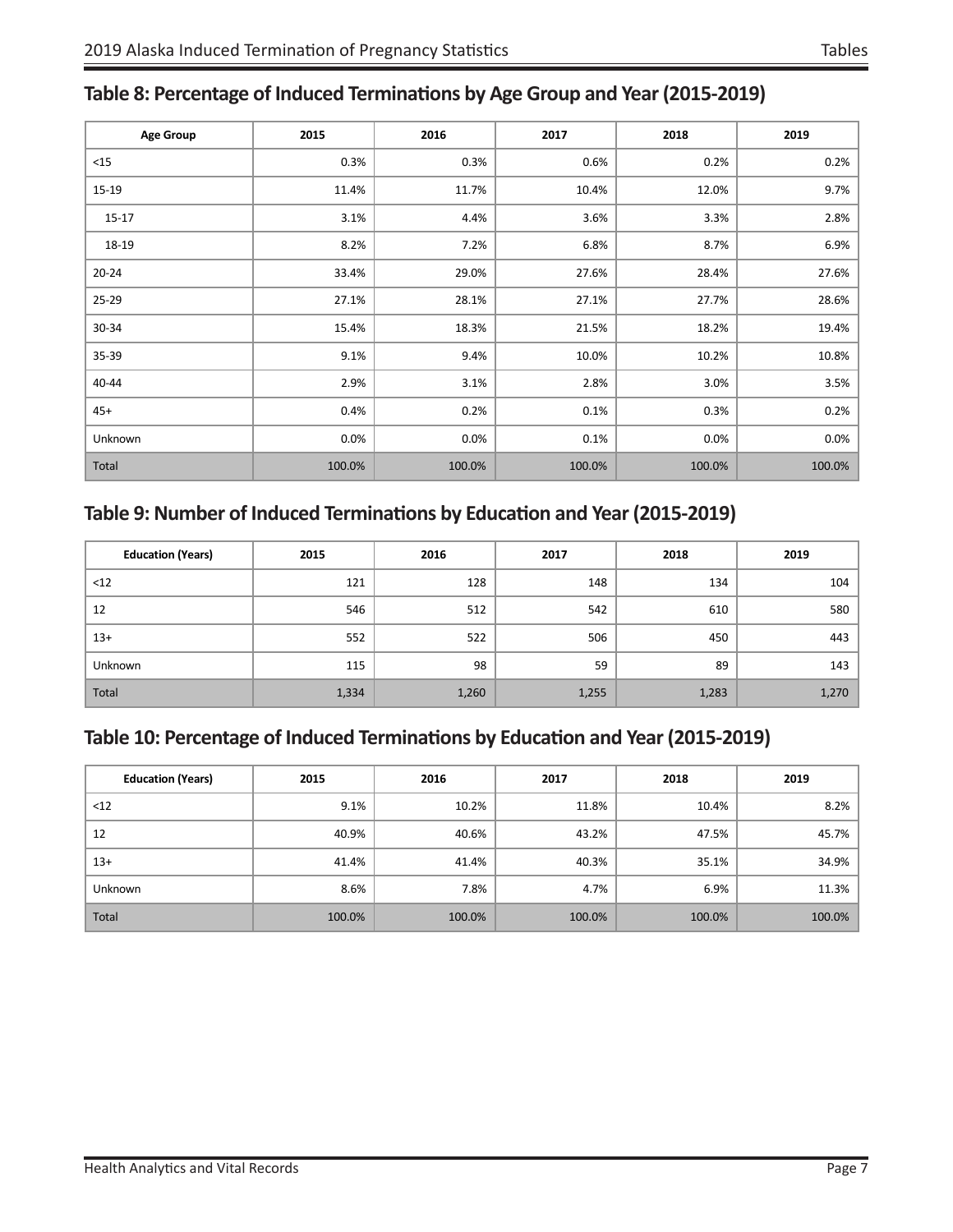## Table 8: Percentage of Induced Terminations by Age Group and Year (2015-2019)

| Age Group | 2015 | 2016 | 2017 | 2018 | 2019 |
|---|---|---|---|---|---|
| <15 | 0.3% | 0.3% | 0.6% | 0.2% | 0.2% |
| 15-19 | 11.4% | 11.7% | 10.4% | 12.0% | 9.7% |
| 15-17 | 3.1% | 4.4% | 3.6% | 3.3% | 2.8% |
| 18-19 | 8.2% | 7.2% | 6.8% | 8.7% | 6.9% |
| 20-24 | 33.4% | 29.0% | 27.6% | 28.4% | 27.6% |
| 25-29 | 27.1% | 28.1% | 27.1% | 27.7% | 28.6% |
| 30-34 | 15.4% | 18.3% | 21.5% | 18.2% | 19.4% |
| 35-39 | 9.1% | 9.4% | 10.0% | 10.2% | 10.8% |
| 40-44 | 2.9% | 3.1% | 2.8% | 3.0% | 3.5% |
| 45+ | 0.4% | 0.2% | 0.1% | 0.3% | 0.2% |
| Unknown | 0.0% | 0.0% | 0.1% | 0.0% | 0.0% |
| Total | 100.0% | 100.0% | 100.0% | 100.0% | 100.0% |

## Table 9: Number of Induced Terminations by Education and Year (2015-2019)

| Education (Years) | 2015 | 2016 | 2017 | 2018 | 2019 |
|---|---|---|---|---|---|
| <12 | 121 | 128 | 148 | 134 | 104 |
| 12 | 546 | 512 | 542 | 610 | 580 |
| 13+ | 552 | 522 | 506 | 450 | 443 |
| Unknown | 115 | 98 | 59 | 89 | 143 |
| Total | 1,334 | 1,260 | 1,255 | 1,283 | 1,270 |

## Table 10: Percentage of Induced Terminations by Education and Year (2015-2019)

| Education (Years) | 2015 | 2016 | 2017 | 2018 | 2019 |
|---|---|---|---|---|---|
| <12 | 9.1% | 10.2% | 11.8% | 10.4% | 8.2% |
| 12 | 40.9% | 40.6% | 43.2% | 47.5% | 45.7% |
| 13+ | 41.4% | 41.4% | 40.3% | 35.1% | 34.9% |
| Unknown | 8.6% | 7.8% | 4.7% | 6.9% | 11.3% |
| Total | 100.0% | 100.0% | 100.0% | 100.0% | 100.0% |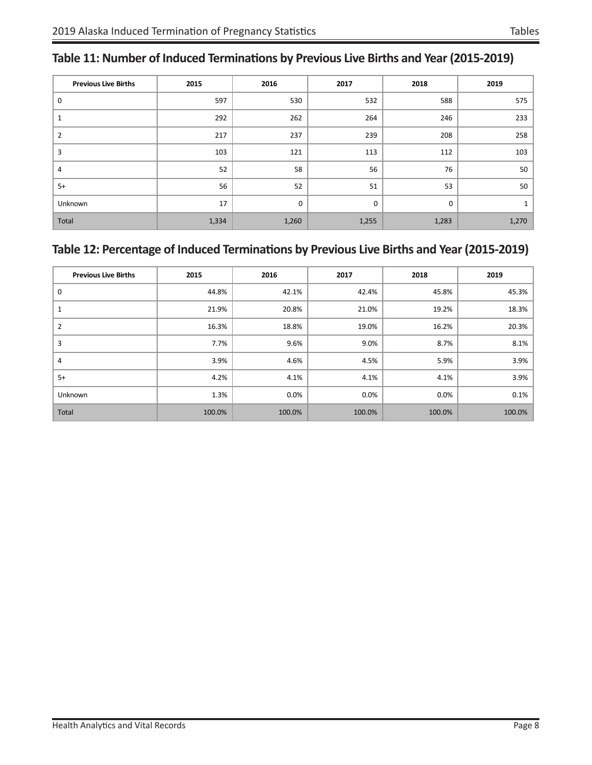## Table 11: Number of Induced Terminations by Previous Live Births and Year (2015-2019)

| Previous Live Births | 2015 | 2016 | 2017 | 2018 | 2019 |
|---|---|---|---|---|---|
| 0 | 597 | 530 | 532 | 588 | 575 |
| 1 | 292 | 262 | 264 | 246 | 233 |
| 2 | 217 | 237 | 239 | 208 | 258 |
| 3 | 103 | 121 | 113 | 112 | 103 |
| 4 | 52 | 58 | 56 | 76 | 50 |
| 5+ | 56 | 52 | 51 | 53 | 50 |
| Unknown | 17 | 0 | 0 | 0 | 1 |
| Total | 1,334 | 1,260 | 1,255 | 1,283 | 1,270 |

## Table 12: Percentage of Induced Terminations by Previous Live Births and Year (2015-2019)

| Previous Live Births | 2015 | 2016 | 2017 | 2018 | 2019 |
|---|---|---|---|---|---|
| 0 | 44.8% | 42.1% | 42.4% | 45.8% | 45.3% |
| 1 | 21.9% | 20.8% | 21.0% | 19.2% | 18.3% |
| 2 | 16.3% | 18.8% | 19.0% | 16.2% | 20.3% |
| 3 | 7.7% | 9.6% | 9.0% | 8.7% | 8.1% |
| 4 | 3.9% | 4.6% | 4.5% | 5.9% | 3.9% |
| 5+ | 4.2% | 4.1% | 4.1% | 4.1% | 3.9% |
| Unknown | 1.3% | 0.0% | 0.0% | 0.0% | 0.1% |
| Total | 100.0% | 100.0% | 100.0% | 100.0% | 100.0% |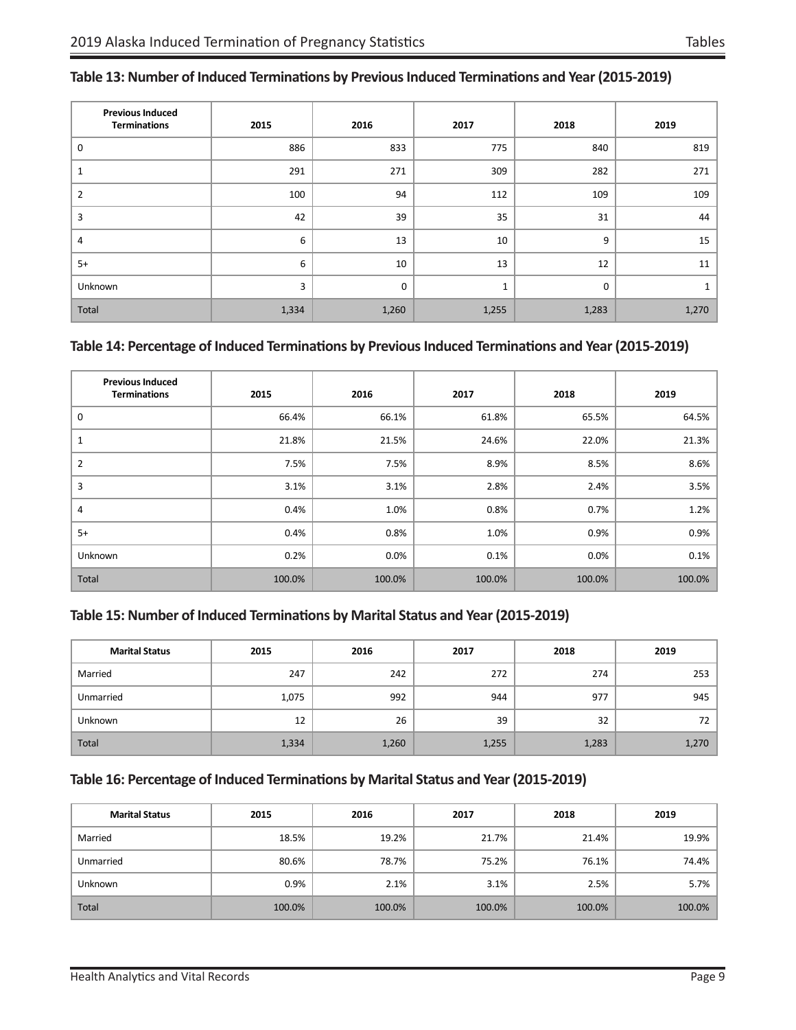## Table 13: Number of Induced Terminations by Previous Induced Terminations and Year (2015-2019)

| Previous Induced Terminations | 2015 | 2016 | 2017 | 2018 | 2019 |
|---|---|---|---|---|---|
| 0 | 886 | 833 | 775 | 840 | 819 |
| 1 | 291 | 271 | 309 | 282 | 271 |
| 2 | 100 | 94 | 112 | 109 | 109 |
| 3 | 42 | 39 | 35 | 31 | 44 |
| 4 | 6 | 13 | 10 | 9 | 15 |
| 5+ | 6 | 10 | 13 | 12 | 11 |
| Unknown | 3 | 0 | 1 | 0 | 1 |
| Total | 1,334 | 1,260 | 1,255 | 1,283 | 1,270 |

## Table 14: Percentage of Induced Terminations by Previous Induced Terminations and Year (2015-2019)

| Previous Induced Terminations | 2015 | 2016 | 2017 | 2018 | 2019 |
|---|---|---|---|---|---|
| 0 | 66.4% | 66.1% | 61.8% | 65.5% | 64.5% |
| 1 | 21.8% | 21.5% | 24.6% | 22.0% | 21.3% |
| 2 | 7.5% | 7.5% | 8.9% | 8.5% | 8.6% |
| 3 | 3.1% | 3.1% | 2.8% | 2.4% | 3.5% |
| 4 | 0.4% | 1.0% | 0.8% | 0.7% | 1.2% |
| 5+ | 0.4% | 0.8% | 1.0% | 0.9% | 0.9% |
| Unknown | 0.2% | 0.0% | 0.1% | 0.0% | 0.1% |
| Total | 100.0% | 100.0% | 100.0% | 100.0% | 100.0% |

## Table 15: Number of Induced Terminations by Marital Status and Year (2015-2019)

| Marital Status | 2015 | 2016 | 2017 | 2018 | 2019 |
|---|---|---|---|---|---|
| Married | 247 | 242 | 272 | 274 | 253 |
| Unmarried | 1,075 | 992 | 944 | 977 | 945 |
| Unknown | 12 | 26 | 39 | 32 | 72 |
| Total | 1,334 | 1,260 | 1,255 | 1,283 | 1,270 |

## Table 16: Percentage of Induced Terminations by Marital Status and Year (2015-2019)

| Marital Status | 2015 | 2016 | 2017 | 2018 | 2019 |
|---|---|---|---|---|---|
| Married | 18.5% | 19.2% | 21.7% | 21.4% | 19.9% |
| Unmarried | 80.6% | 78.7% | 75.2% | 76.1% | 74.4% |
| Unknown | 0.9% | 2.1% | 3.1% | 2.5% | 5.7% |
| Total | 100.0% | 100.0% | 100.0% | 100.0% | 100.0% |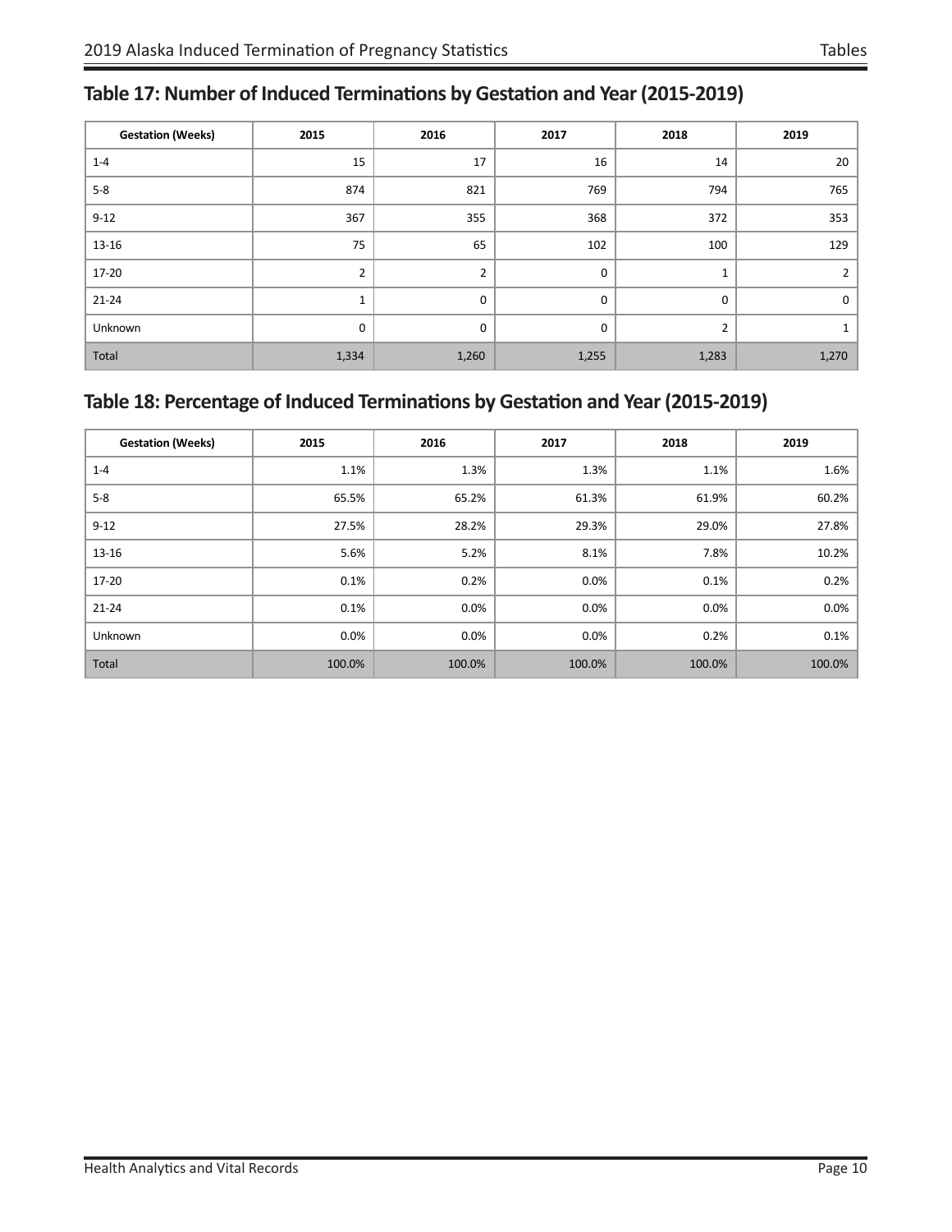## Table 17: Number of Induced Terminations by Gestation and Year (2015-2019)

| Gestation (Weeks) | 2015 | 2016 | 2017 | 2018 | 2019 |
|---|---|---|---|---|---|
| 1-4 | 15 | 17 | 16 | 14 | 20 |
| 5-8 | 874 | 821 | 769 | 794 | 765 |
| 9-12 | 367 | 355 | 368 | 372 | 353 |
| 13-16 | 75 | 65 | 102 | 100 | 129 |
| 17-20 | 2 | 2 | 0 | 1 | 2 |
| 21-24 | 1 | 0 | 0 | 0 | 0 |
| Unknown | 0 | 0 | 0 | 2 | 1 |
| Total | 1,334 | 1,260 | 1,255 | 1,283 | 1,270 |

## Table 18: Percentage of Induced Terminations by Gestation and Year (2015-2019)

| Gestation (Weeks) | 2015 | 2016 | 2017 | 2018 | 2019 |
|---|---|---|---|---|---|
| 1-4 | 1.1% | 1.3% | 1.3% | 1.1% | 1.6% |
| 5-8 | 65.5% | 65.2% | 61.3% | 61.9% | 60.2% |
| 9-12 | 27.5% | 28.2% | 29.3% | 29.0% | 27.8% |
| 13-16 | 5.6% | 5.2% | 8.1% | 7.8% | 10.2% |
| 17-20 | 0.1% | 0.2% | 0.0% | 0.1% | 0.2% |
| 21-24 | 0.1% | 0.0% | 0.0% | 0.0% | 0.0% |
| Unknown | 0.0% | 0.0% | 0.0% | 0.2% | 0.1% |
| Total | 100.0% | 100.0% | 100.0% | 100.0% | 100.0% |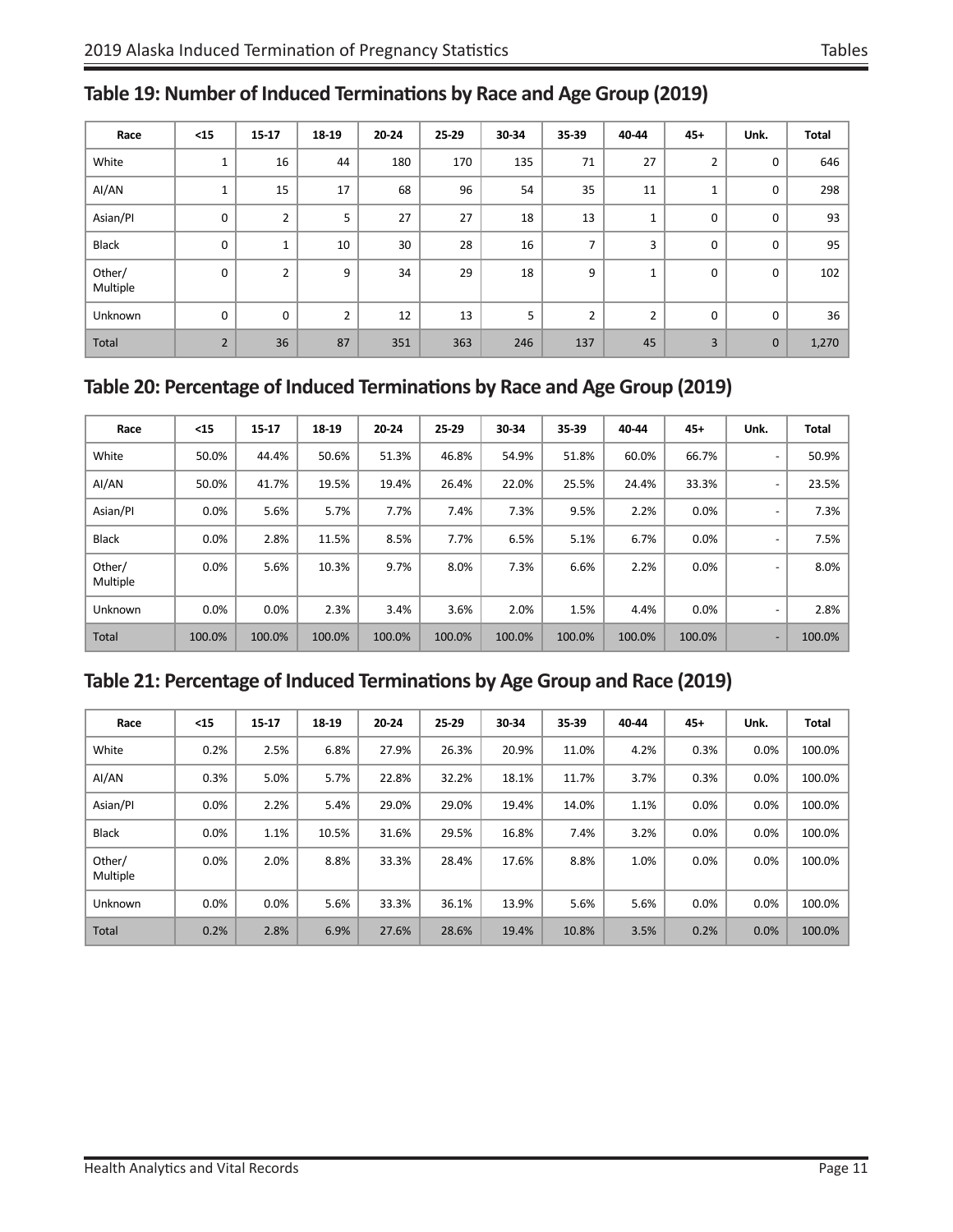## Table 19: Number of Induced Terminations by Race and Age Group (2019)

| Race | <15 | 15-17 | 18-19 | 20-24 | 25-29 | 30-34 | 35-39 | 40-44 | 45+ | Unk. | Total |
|---|---|---|---|---|---|---|---|---|---|---|---|
| White | 1 | 16 | 44 | 180 | 170 | 135 | 71 | 27 | 2 | 0 | 646 |
| AI/AN | 1 | 15 | 17 | 68 | 96 | 54 | 35 | 11 | 1 | 0 | 298 |
| Asian/PI | 0 | 2 | 5 | 27 | 27 | 18 | 13 | 1 | 0 | 0 | 93 |
| Black | 0 | 1 | 10 | 30 | 28 | 16 | 7 | 3 | 0 | 0 | 95 |
| Other/ Multiple | 0 | 2 | 9 | 34 | 29 | 18 | 9 | 1 | 0 | 0 | 102 |
| Unknown | 0 | 0 | 2 | 12 | 13 | 5 | 2 | 2 | 0 | 0 | 36 |
| Total | 2 | 36 | 87 | 351 | 363 | 246 | 137 | 45 | 3 | 0 | 1,270 |

## Table 20: Percentage of Induced Terminations by Race and Age Group (2019)

| Race | <15 | 15-17 | 18-19 | 20-24 | 25-29 | 30-34 | 35-39 | 40-44 | 45+ | Unk. | Total |
|---|---|---|---|---|---|---|---|---|---|---|---|
| White | 50.0% | 44.4% | 50.6% | 51.3% | 46.8% | 54.9% | 51.8% | 60.0% | 66.7% | - | 50.9% |
| AI/AN | 50.0% | 41.7% | 19.5% | 19.4% | 26.4% | 22.0% | 25.5% | 24.4% | 33.3% | - | 23.5% |
| Asian/PI | 0.0% | 5.6% | 5.7% | 7.7% | 7.4% | 7.3% | 9.5% | 2.2% | 0.0% | - | 7.3% |
| Black | 0.0% | 2.8% | 11.5% | 8.5% | 7.7% | 6.5% | 5.1% | 6.7% | 0.0% | - | 7.5% |
| Other/ Multiple | 0.0% | 5.6% | 10.3% | 9.7% | 8.0% | 7.3% | 6.6% | 2.2% | 0.0% | - | 8.0% |
| Unknown | 0.0% | 0.0% | 2.3% | 3.4% | 3.6% | 2.0% | 1.5% | 4.4% | 0.0% | - | 2.8% |
| Total | 100.0% | 100.0% | 100.0% | 100.0% | 100.0% | 100.0% | 100.0% | 100.0% | 100.0% | - | 100.0% |

## Table 21: Percentage of Induced Terminations by Age Group and Race (2019)

| Race | <15 | 15-17 | 18-19 | 20-24 | 25-29 | 30-34 | 35-39 | 40-44 | 45+ | Unk. | Total |
|---|---|---|---|---|---|---|---|---|---|---|---|
| White | 0.2% | 2.5% | 6.8% | 27.9% | 26.3% | 20.9% | 11.0% | 4.2% | 0.3% | 0.0% | 100.0% |
| AI/AN | 0.3% | 5.0% | 5.7% | 22.8% | 32.2% | 18.1% | 11.7% | 3.7% | 0.3% | 0.0% | 100.0% |
| Asian/PI | 0.0% | 2.2% | 5.4% | 29.0% | 29.0% | 19.4% | 14.0% | 1.1% | 0.0% | 0.0% | 100.0% |
| Black | 0.0% | 1.1% | 10.5% | 31.6% | 29.5% | 16.8% | 7.4% | 3.2% | 0.0% | 0.0% | 100.0% |
| Other/ Multiple | 0.0% | 2.0% | 8.8% | 33.3% | 28.4% | 17.6% | 8.8% | 1.0% | 0.0% | 0.0% | 100.0% |
| Unknown | 0.0% | 0.0% | 5.6% | 33.3% | 36.1% | 13.9% | 5.6% | 5.6% | 0.0% | 0.0% | 100.0% |
| Total | 0.2% | 2.8% | 6.9% | 27.6% | 28.6% | 19.4% | 10.8% | 3.5% | 0.2% | 0.0% | 100.0% |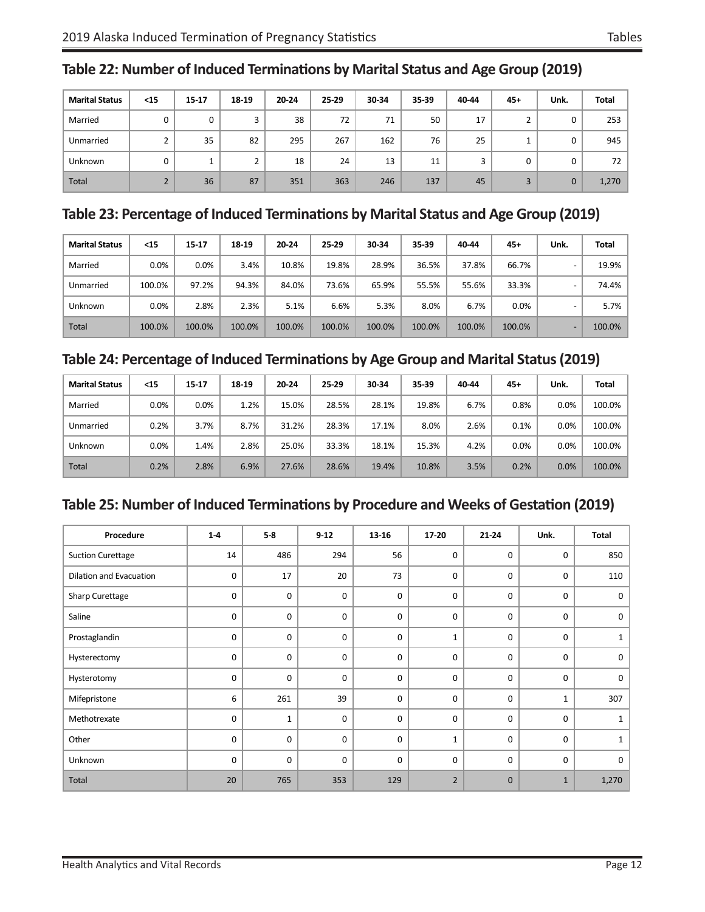## Table 22: Number of Induced Terminations by Marital Status and Age Group (2019)

| Marital Status | <15 | 15-17 | 18-19 | 20-24 | 25-29 | 30-34 | 35-39 | 40-44 | 45+ | Unk. | Total |
|---|---|---|---|---|---|---|---|---|---|---|---|
| Married | 0 | 0 | 3 | 38 | 72 | 71 | 50 | 17 | 2 | 0 | 253 |
| Unmarried | 2 | 35 | 82 | 295 | 267 | 162 | 76 | 25 | 1 | 0 | 945 |
| Unknown | 0 | 1 | 2 | 18 | 24 | 13 | 11 | 3 | 0 | 0 | 72 |
| Total | 2 | 36 | 87 | 351 | 363 | 246 | 137 | 45 | 3 | 0 | 1,270 |

## Table 23: Percentage of Induced Terminations by Marital Status and Age Group (2019)

| Marital Status | <15 | 15-17 | 18-19 | 20-24 | 25-29 | 30-34 | 35-39 | 40-44 | 45+ | Unk. | Total |
|---|---|---|---|---|---|---|---|---|---|---|---|
| Married | 0.0% | 0.0% | 3.4% | 10.8% | 19.8% | 28.9% | 36.5% | 37.8% | 66.7% | - | 19.9% |
| Unmarried | 100.0% | 97.2% | 94.3% | 84.0% | 73.6% | 65.9% | 55.5% | 55.6% | 33.3% | - | 74.4% |
| Unknown | 0.0% | 2.8% | 2.3% | 5.1% | 6.6% | 5.3% | 8.0% | 6.7% | 0.0% | - | 5.7% |
| Total | 100.0% | 100.0% | 100.0% | 100.0% | 100.0% | 100.0% | 100.0% | 100.0% | 100.0% | - | 100.0% |

## Table 24: Percentage of Induced Terminations by Age Group and Marital Status (2019)

| Marital Status | <15 | 15-17 | 18-19 | 20-24 | 25-29 | 30-34 | 35-39 | 40-44 | 45+ | Unk. | Total |
|---|---|---|---|---|---|---|---|---|---|---|---|
| Married | 0.0% | 0.0% | 1.2% | 15.0% | 28.5% | 28.1% | 19.8% | 6.7% | 0.8% | 0.0% | 100.0% |
| Unmarried | 0.2% | 3.7% | 8.7% | 31.2% | 28.3% | 17.1% | 8.0% | 2.6% | 0.1% | 0.0% | 100.0% |
| Unknown | 0.0% | 1.4% | 2.8% | 25.0% | 33.3% | 18.1% | 15.3% | 4.2% | 0.0% | 0.0% | 100.0% |
| Total | 0.2% | 2.8% | 6.9% | 27.6% | 28.6% | 19.4% | 10.8% | 3.5% | 0.2% | 0.0% | 100.0% |

## Table 25: Number of Induced Terminations by Procedure and Weeks of Gestation (2019)

| Procedure | 1-4 | 5-8 | 9-12 | 13-16 | 17-20 | 21-24 | Unk. | Total |
|---|---|---|---|---|---|---|---|---|
| Suction Curettage | 14 | 486 | 294 | 56 | 0 | 0 | 0 | 850 |
| Dilation and Evacuation | 0 | 17 | 20 | 73 | 0 | 0 | 0 | 110 |
| Sharp Curettage | 0 | 0 | 0 | 0 | 0 | 0 | 0 | 0 |
| Saline | 0 | 0 | 0 | 0 | 0 | 0 | 0 | 0 |
| Prostaglandin | 0 | 0 | 0 | 0 | 1 | 0 | 0 | 1 |
| Hysterectomy | 0 | 0 | 0 | 0 | 0 | 0 | 0 | 0 |
| Hysterotomy | 0 | 0 | 0 | 0 | 0 | 0 | 0 | 0 |
| Mifepristone | 6 | 261 | 39 | 0 | 0 | 0 | 1 | 307 |
| Methotrexate | 0 | 1 | 0 | 0 | 0 | 0 | 0 | 1 |
| Other | 0 | 0 | 0 | 0 | 1 | 0 | 0 | 1 |
| Unknown | 0 | 0 | 0 | 0 | 0 | 0 | 0 | 0 |
| Total | 20 | 765 | 353 | 129 | 2 | 0 | 1 | 1,270 |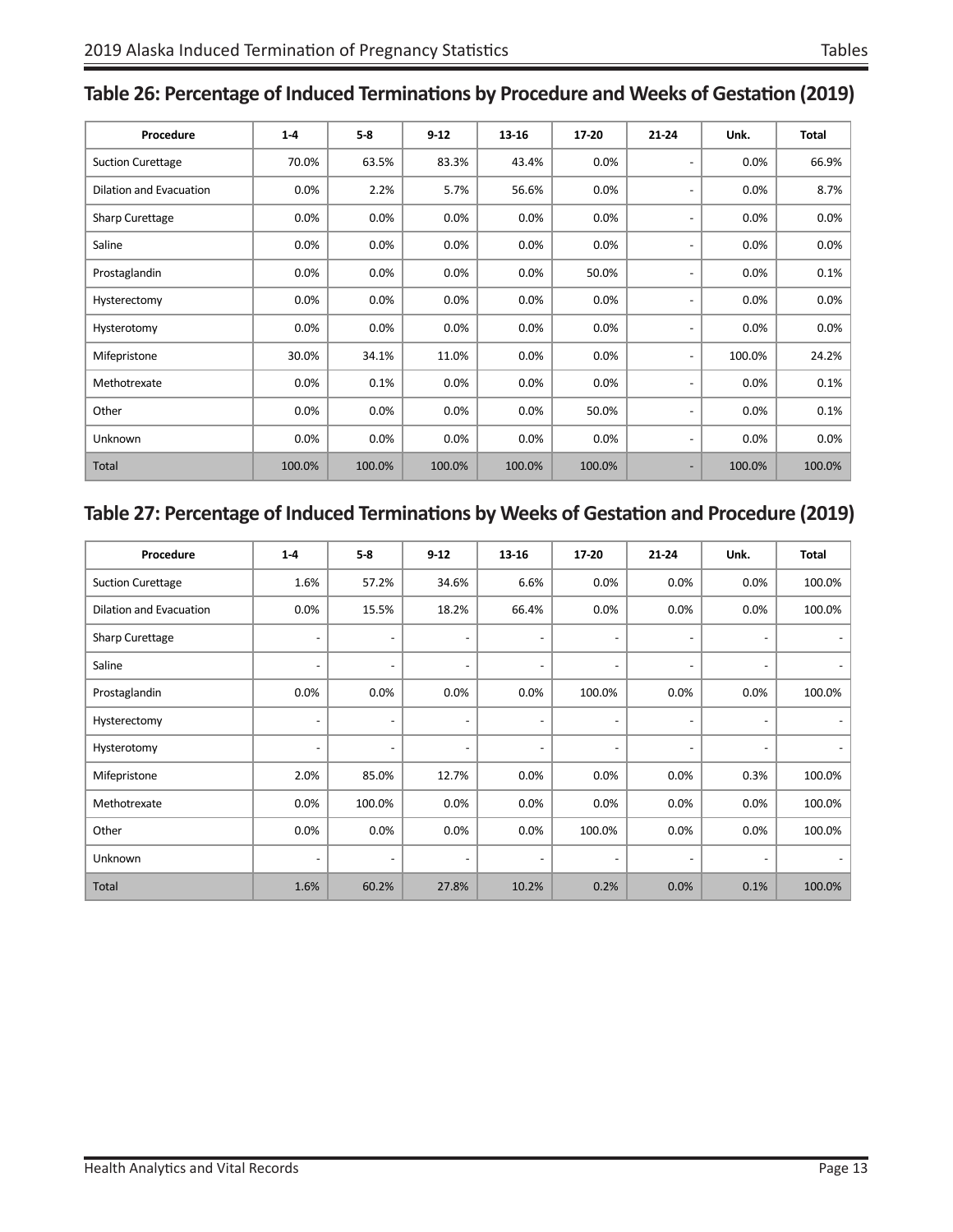## Table 26: Percentage of Induced Terminations by Procedure and Weeks of Gestation (2019)

| Procedure | 1-4 | 5-8 | 9-12 | 13-16 | 17-20 | 21-24 | Unk. | Total |
|---|---|---|---|---|---|---|---|---|
| Suction Curettage | 70.0% | 63.5% | 83.3% | 43.4% | 0.0% | - | 0.0% | 66.9% |
| Dilation and Evacuation | 0.0% | 2.2% | 5.7% | 56.6% | 0.0% | - | 0.0% | 8.7% |
| Sharp Curettage | 0.0% | 0.0% | 0.0% | 0.0% | 0.0% | - | 0.0% | 0.0% |
| Saline | 0.0% | 0.0% | 0.0% | 0.0% | 0.0% | - | 0.0% | 0.0% |
| Prostaglandin | 0.0% | 0.0% | 0.0% | 0.0% | 50.0% | - | 0.0% | 0.1% |
| Hysterectomy | 0.0% | 0.0% | 0.0% | 0.0% | 0.0% | - | 0.0% | 0.0% |
| Hysterotomy | 0.0% | 0.0% | 0.0% | 0.0% | 0.0% | - | 0.0% | 0.0% |
| Mifepristone | 30.0% | 34.1% | 11.0% | 0.0% | 0.0% | - | 100.0% | 24.2% |
| Methotrexate | 0.0% | 0.1% | 0.0% | 0.0% | 0.0% | - | 0.0% | 0.1% |
| Other | 0.0% | 0.0% | 0.0% | 0.0% | 50.0% | - | 0.0% | 0.1% |
| Unknown | 0.0% | 0.0% | 0.0% | 0.0% | 0.0% | - | 0.0% | 0.0% |
| Total | 100.0% | 100.0% | 100.0% | 100.0% | 100.0% | - | 100.0% | 100.0% |

## Table 27: Percentage of Induced Terminations by Weeks of Gestation and Procedure (2019)

| Procedure | 1-4 | 5-8 | 9-12 | 13-16 | 17-20 | 21-24 | Unk. | Total |
|---|---|---|---|---|---|---|---|---|
| Suction Curettage | 1.6% | 57.2% | 34.6% | 6.6% | 0.0% | 0.0% | 0.0% | 100.0% |
| Dilation and Evacuation | 0.0% | 15.5% | 18.2% | 66.4% | 0.0% | 0.0% | 0.0% | 100.0% |
| Sharp Curettage | - | - | - | - | - | - | - | - |
| Saline | - | - | - | - | - | - | - | - |
| Prostaglandin | 0.0% | 0.0% | 0.0% | 0.0% | 100.0% | 0.0% | 0.0% | 100.0% |
| Hysterectomy | - | - | - | - | - | - | - | - |
| Hysterotomy | - | - | - | - | - | - | - | - |
| Mifepristone | 2.0% | 85.0% | 12.7% | 0.0% | 0.0% | 0.0% | 0.3% | 100.0% |
| Methotrexate | 0.0% | 100.0% | 0.0% | 0.0% | 0.0% | 0.0% | 0.0% | 100.0% |
| Other | 0.0% | 0.0% | 0.0% | 0.0% | 100.0% | 0.0% | 0.0% | 100.0% |
| Unknown | - | - | - | - | - | - | - | - |
| Total | 1.6% | 60.2% | 27.8% | 10.2% | 0.2% | 0.0% | 0.1% | 100.0% |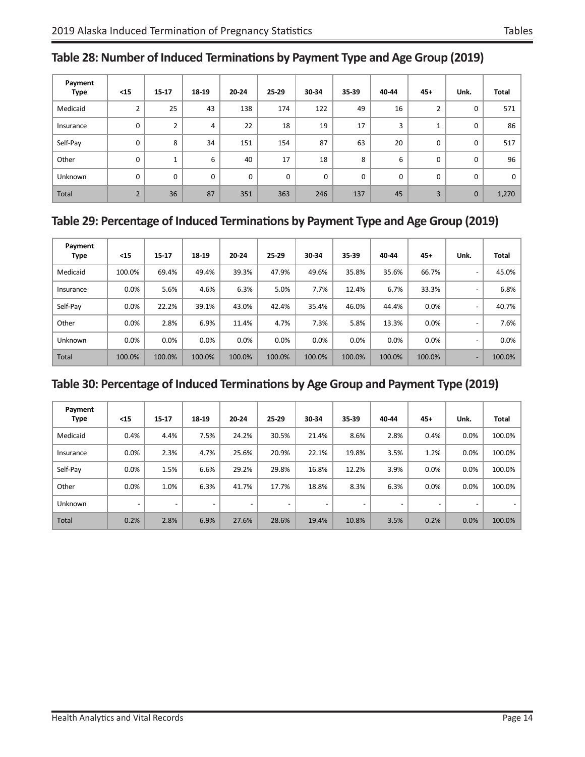## Table 28: Number of Induced Terminations by Payment Type and Age Group (2019)

| Payment Type | <15 | 15-17 | 18-19 | 20-24 | 25-29 | 30-34 | 35-39 | 40-44 | 45+ | Unk. | Total |
|---|---|---|---|---|---|---|---|---|---|---|---|
| Medicaid | 2 | 25 | 43 | 138 | 174 | 122 | 49 | 16 | 2 | 0 | 571 |
| Insurance | 0 | 2 | 4 | 22 | 18 | 19 | 17 | 3 | 1 | 0 | 86 |
| Self-Pay | 0 | 8 | 34 | 151 | 154 | 87 | 63 | 20 | 0 | 0 | 517 |
| Other | 0 | 1 | 6 | 40 | 17 | 18 | 8 | 6 | 0 | 0 | 96 |
| Unknown | 0 | 0 | 0 | 0 | 0 | 0 | 0 | 0 | 0 | 0 | 0 |
| Total | 2 | 36 | 87 | 351 | 363 | 246 | 137 | 45 | 3 | 0 | 1,270 |

## Table 29: Percentage of Induced Terminations by Payment Type and Age Group (2019)

| Payment Type | <15 | 15-17 | 18-19 | 20-24 | 25-29 | 30-34 | 35-39 | 40-44 | 45+ | Unk. | Total |
|---|---|---|---|---|---|---|---|---|---|---|---|
| Medicaid | 100.0% | 69.4% | 49.4% | 39.3% | 47.9% | 49.6% | 35.8% | 35.6% | 66.7% | - | 45.0% |
| Insurance | 0.0% | 5.6% | 4.6% | 6.3% | 5.0% | 7.7% | 12.4% | 6.7% | 33.3% | - | 6.8% |
| Self-Pay | 0.0% | 22.2% | 39.1% | 43.0% | 42.4% | 35.4% | 46.0% | 44.4% | 0.0% | - | 40.7% |
| Other | 0.0% | 2.8% | 6.9% | 11.4% | 4.7% | 7.3% | 5.8% | 13.3% | 0.0% | - | 7.6% |
| Unknown | 0.0% | 0.0% | 0.0% | 0.0% | 0.0% | 0.0% | 0.0% | 0.0% | 0.0% | - | 0.0% |
| Total | 100.0% | 100.0% | 100.0% | 100.0% | 100.0% | 100.0% | 100.0% | 100.0% | 100.0% | - | 100.0% |

## Table 30: Percentage of Induced Terminations by Age Group and Payment Type (2019)

| Payment Type | <15 | 15-17 | 18-19 | 20-24 | 25-29 | 30-34 | 35-39 | 40-44 | 45+ | Unk. | Total |
|---|---|---|---|---|---|---|---|---|---|---|---|
| Medicaid | 0.4% | 4.4% | 7.5% | 24.2% | 30.5% | 21.4% | 8.6% | 2.8% | 0.4% | 0.0% | 100.0% |
| Insurance | 0.0% | 2.3% | 4.7% | 25.6% | 20.9% | 22.1% | 19.8% | 3.5% | 1.2% | 0.0% | 100.0% |
| Self-Pay | 0.0% | 1.5% | 6.6% | 29.2% | 29.8% | 16.8% | 12.2% | 3.9% | 0.0% | 0.0% | 100.0% |
| Other | 0.0% | 1.0% | 6.3% | 41.7% | 17.7% | 18.8% | 8.3% | 6.3% | 0.0% | 0.0% | 100.0% |
| Unknown | - | - | - | - | - | - | - | - | - | - | - |
| Total | 0.2% | 2.8% | 6.9% | 27.6% | 28.6% | 19.4% | 10.8% | 3.5% | 0.2% | 0.0% | 100.0% |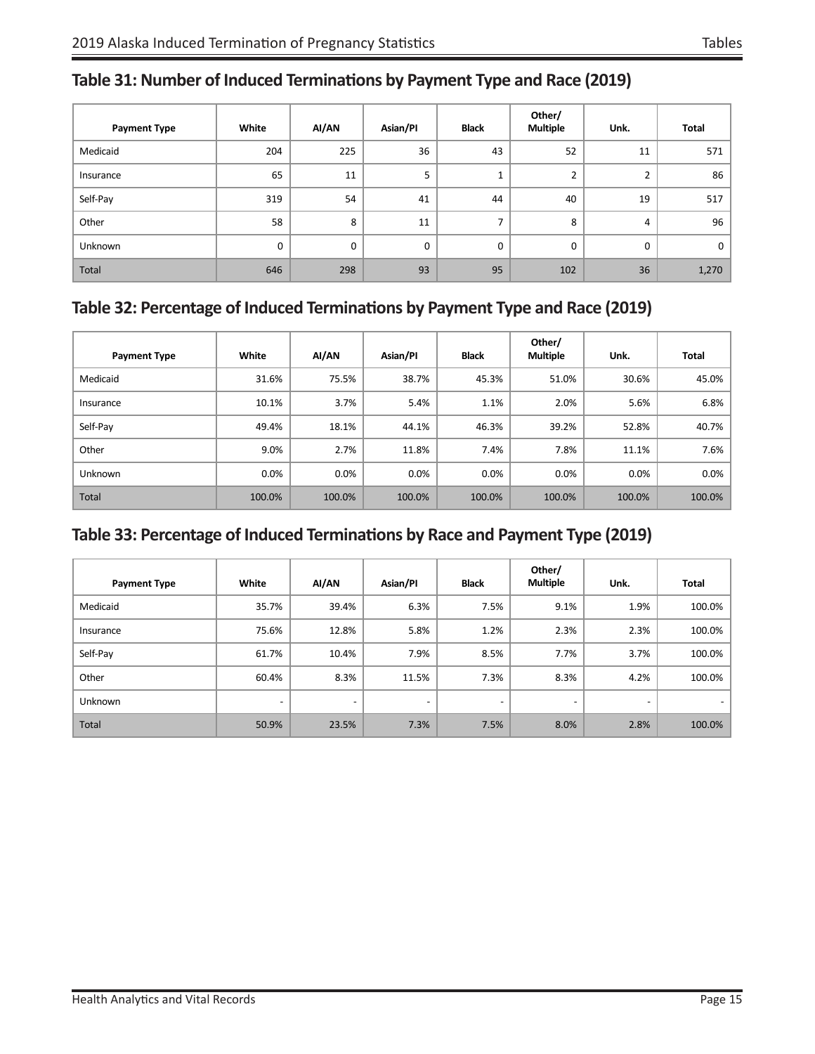## Table 31: Number of Induced Terminations by Payment Type and Race (2019)

| Payment Type | White | AI/AN | Asian/PI | Black | Other/ Multiple | Unk. | Total |
|---|---|---|---|---|---|---|---|
| Medicaid | 204 | 225 | 36 | 43 | 52 | 11 | 571 |
| Insurance | 65 | 11 | 5 | 1 | 2 | 2 | 86 |
| Self-Pay | 319 | 54 | 41 | 44 | 40 | 19 | 517 |
| Other | 58 | 8 | 11 | 7 | 8 | 4 | 96 |
| Unknown | 0 | 0 | 0 | 0 | 0 | 0 | 0 |
| Total | 646 | 298 | 93 | 95 | 102 | 36 | 1,270 |

## Table 32: Percentage of Induced Terminations by Payment Type and Race (2019)

| Payment Type | White | AI/AN | Asian/PI | Black | Other/ Multiple | Unk. | Total |
|---|---|---|---|---|---|---|---|
| Medicaid | 31.6% | 75.5% | 38.7% | 45.3% | 51.0% | 30.6% | 45.0% |
| Insurance | 10.1% | 3.7% | 5.4% | 1.1% | 2.0% | 5.6% | 6.8% |
| Self-Pay | 49.4% | 18.1% | 44.1% | 46.3% | 39.2% | 52.8% | 40.7% |
| Other | 9.0% | 2.7% | 11.8% | 7.4% | 7.8% | 11.1% | 7.6% |
| Unknown | 0.0% | 0.0% | 0.0% | 0.0% | 0.0% | 0.0% | 0.0% |
| Total | 100.0% | 100.0% | 100.0% | 100.0% | 100.0% | 100.0% | 100.0% |

## Table 33: Percentage of Induced Terminations by Race and Payment Type (2019)

| Payment Type | White | AI/AN | Asian/PI | Black | Other/ Multiple | Unk. | Total |
|---|---|---|---|---|---|---|---|
| Medicaid | 35.7% | 39.4% | 6.3% | 7.5% | 9.1% | 1.9% | 100.0% |
| Insurance | 75.6% | 12.8% | 5.8% | 1.2% | 2.3% | 2.3% | 100.0% |
| Self-Pay | 61.7% | 10.4% | 7.9% | 8.5% | 7.7% | 3.7% | 100.0% |
| Other | 60.4% | 8.3% | 11.5% | 7.3% | 8.3% | 4.2% | 100.0% |
| Unknown | - | - | - | - | - | - | - |
| Total | 50.9% | 23.5% | 7.3% | 7.5% | 8.0% | 2.8% | 100.0% |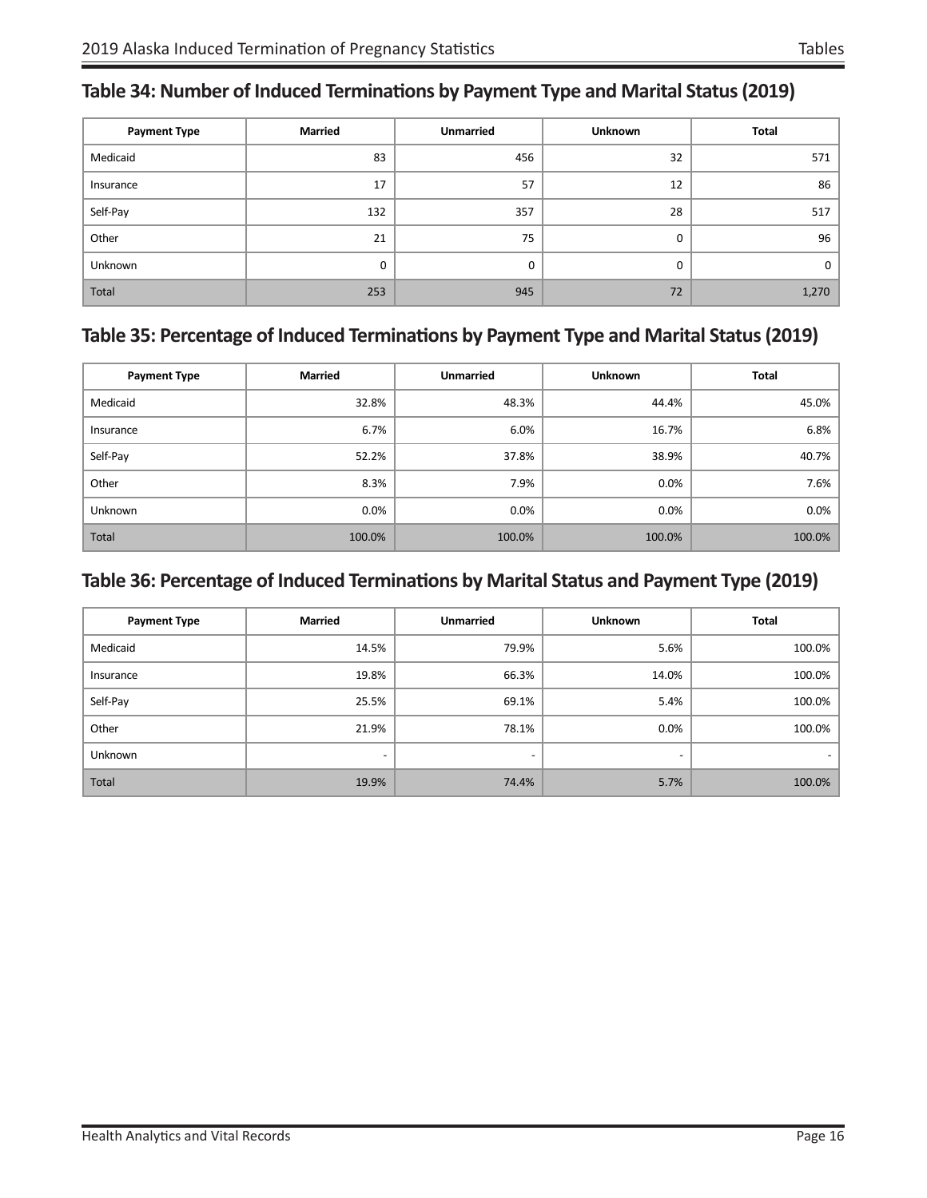## Table 34: Number of Induced Terminations by Payment Type and Marital Status (2019)

| Payment Type | Married | Unmarried | Unknown | Total |
|---|---|---|---|---|
| Medicaid | 83 | 456 | 32 | 571 |
| Insurance | 17 | 57 | 12 | 86 |
| Self-Pay | 132 | 357 | 28 | 517 |
| Other | 21 | 75 | 0 | 96 |
| Unknown | 0 | 0 | 0 | 0 |
| Total | 253 | 945 | 72 | 1,270 |

## Table 35: Percentage of Induced Terminations by Payment Type and Marital Status (2019)

| Payment Type | Married | Unmarried | Unknown | Total |
|---|---|---|---|---|
| Medicaid | 32.8% | 48.3% | 44.4% | 45.0% |
| Insurance | 6.7% | 6.0% | 16.7% | 6.8% |
| Self-Pay | 52.2% | 37.8% | 38.9% | 40.7% |
| Other | 8.3% | 7.9% | 0.0% | 7.6% |
| Unknown | 0.0% | 0.0% | 0.0% | 0.0% |
| Total | 100.0% | 100.0% | 100.0% | 100.0% |

## Table 36: Percentage of Induced Terminations by Marital Status and Payment Type (2019)

| Payment Type | Married | Unmarried | Unknown | Total |
|---|---|---|---|---|
| Medicaid | 14.5% | 79.9% | 5.6% | 100.0% |
| Insurance | 19.8% | 66.3% | 14.0% | 100.0% |
| Self-Pay | 25.5% | 69.1% | 5.4% | 100.0% |
| Other | 21.9% | 78.1% | 0.0% | 100.0% |
| Unknown | - | - | - | - |
| Total | 19.9% | 74.4% | 5.7% | 100.0% |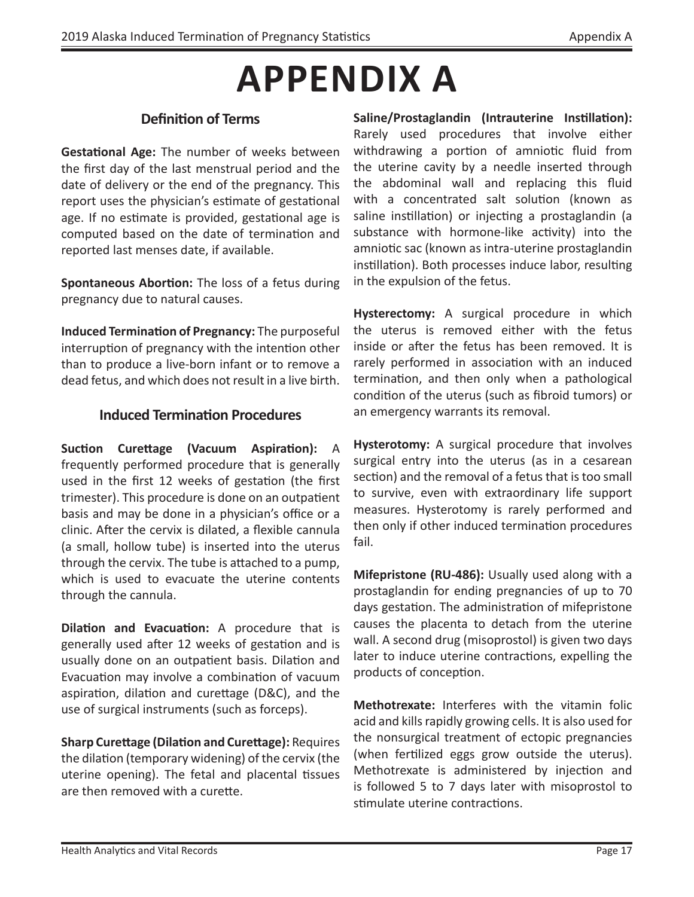# APPENDIX A

## Definition of Terms

**Gestational Age:** The number of weeks between the first day of the last menstrual period and the date of delivery or the end of the pregnancy. This report uses the physician's estimate of gestational age. If no estimate is provided, gestational age is computed based on the date of termination and reported last menses date, if available.

**Spontaneous Abortion:** The loss of a fetus during pregnancy due to natural causes.

**Induced Termination of Pregnancy:** The purposeful interruption of pregnancy with the intention other than to produce a live-born infant or to remove a dead fetus, and which does not result in a live birth.

## Induced Termination Procedures

**Suction Curettage (Vacuum Aspiration):** A frequently performed procedure that is generally used in the first 12 weeks of gestation (the first trimester). This procedure is done on an outpatient basis and may be done in a physician's office or a clinic. After the cervix is dilated, a flexible cannula (a small, hollow tube) is inserted into the uterus through the cervix. The tube is attached to a pump, which is used to evacuate the uterine contents through the cannula.

**Dilation and Evacuation:** A procedure that is generally used after 12 weeks of gestation and is usually done on an outpatient basis. Dilation and Evacuation may involve a combination of vacuum aspiration, dilation and curettage (D&C), and the use of surgical instruments (such as forceps).

**Sharp Curettage (Dilation and Curettage):** Requires the dilation (temporary widening) of the cervix (the uterine opening). The fetal and placental tissues are then removed with a curette.

**Saline/Prostaglandin (Intrauterine Instillation):** Rarely used procedures that involve either withdrawing a portion of amniotic fluid from the uterine cavity by a needle inserted through the abdominal wall and replacing this fluid with a concentrated salt solution (known as saline instillation) or injecting a prostaglandin (a substance with hormone-like activity) into the amniotic sac (known as intra-uterine prostaglandin instillation). Both processes induce labor, resulting in the expulsion of the fetus.

**Hysterectomy:** A surgical procedure in which the uterus is removed either with the fetus inside or after the fetus has been removed. It is rarely performed in association with an induced termination, and then only when a pathological condition of the uterus (such as fibroid tumors) or an emergency warrants its removal.

**Hysterotomy:** A surgical procedure that involves surgical entry into the uterus (as in a cesarean section) and the removal of a fetus that is too small to survive, even with extraordinary life support measures. Hysterotomy is rarely performed and then only if other induced termination procedures fail.

**Mifepristone (RU-486):** Usually used along with a prostaglandin for ending pregnancies of up to 70 days gestation. The administration of mifepristone causes the placenta to detach from the uterine wall. A second drug (misoprostol) is given two days later to induce uterine contractions, expelling the products of conception.

**Methotrexate:** Interferes with the vitamin folic acid and kills rapidly growing cells. It is also used for the nonsurgical treatment of ectopic pregnancies (when fertilized eggs grow outside the uterus). Methotrexate is administered by injection and is followed 5 to 7 days later with misoprostol to stimulate uterine contractions.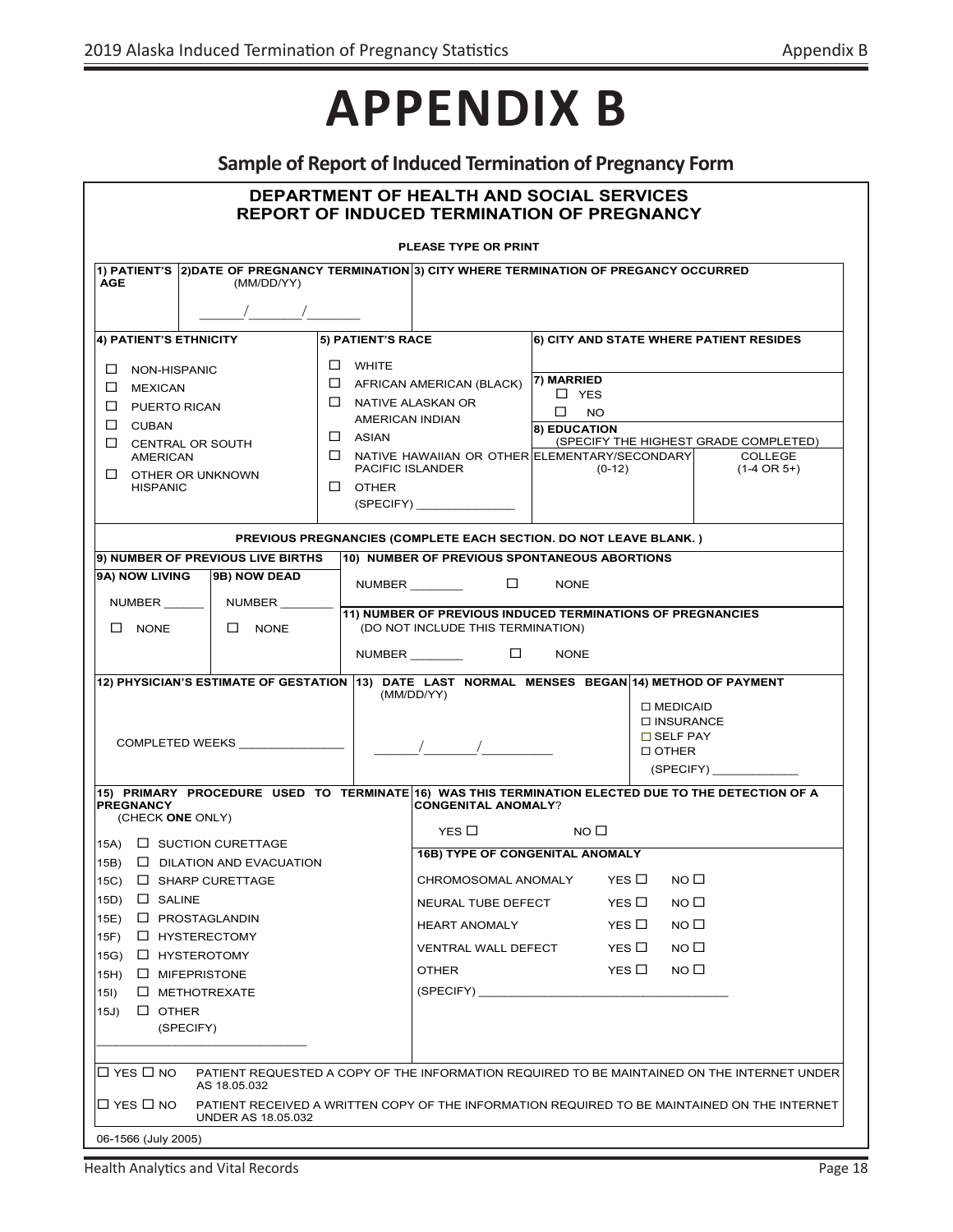# APPENDIX B

## Sample of Report of Induced Termination of Pregnancy Form

**DEPARTMENT OF HEALTH AND SOCIAL SERVICES**
**REPORT OF INDUCED TERMINATION OF PREGNANCY**

**PLEASE TYPE OR PRINT**

**1) PATIENT'S AGE**

**2) DATE OF PREGNANCY TERMINATION** (MM/DD/YY)

______/_______/_______

**3) CITY WHERE TERMINATION OF PREGANCY OCCURRED**

**4) PATIENT'S ETHNICITY**

- ☐ NON-HISPANIC
- ☐ MEXICAN
- ☐ PUERTO RICAN
- ☐ CUBAN
- ☐ CENTRAL OR SOUTH AMERICAN
- ☐ OTHER OR UNKNOWN HISPANIC

**5) PATIENT'S RACE**

- ☐ WHITE
- ☐ AFRICAN AMERICAN (BLACK)
- ☐ NATIVE ALASKAN OR AMERICAN INDIAN
- ☐ ASIAN
- ☐ NATIVE HAWAIIAN OR OTHER PACIFIC ISLANDER
- ☐ OTHER (SPECIFY) ______________

**6) CITY AND STATE WHERE PATIENT RESIDES**

**7) MARRIED**

- ☐ YES
- ☐ NO

**8) EDUCATION**
(SPECIFY THE HIGHEST GRADE COMPLETED)

| ELEMENTARY/SECONDARY (0-12) | COLLEGE (1-4 OR 5+) |
|---|---|
| | |

**PREVIOUS PREGNANCIES (COMPLETE EACH SECTION. DO NOT LEAVE BLANK.)**

**9) NUMBER OF PREVIOUS LIVE BIRTHS**

| 9A) NOW LIVING | 9B) NOW DEAD |
|---|---|
| NUMBER ______ | NUMBER ________ |
| ☐ NONE | ☐ NONE |

**10) NUMBER OF PREVIOUS SPONTANEOUS ABORTIONS**

NUMBER ________ ☐ NONE

**11) NUMBER OF PREVIOUS INDUCED TERMINATIONS OF PREGNANCIES**
(DO NOT INCLUDE THIS TERMINATION)

NUMBER ________ ☐ NONE

**12) PHYSICIAN'S ESTIMATE OF GESTATION**

COMPLETED WEEKS _______________

**13) DATE LAST NORMAL MENSES BEGAN** (MM/DD/YY)

______/_______/__________

**14) METHOD OF PAYMENT**

- ☐ MEDICAID
- ☐ INSURANCE
- ☐ SELF PAY
- ☐ OTHER (SPECIFY) _____________

**15) PRIMARY PROCEDURE USED TO TERMINATE PREGNANCY**
(CHECK **ONE** ONLY)

- 15A) ☐ SUCTION CURETTAGE
- 15B) ☐ DILATION AND EVACUATION
- 15C) ☐ SHARP CURETTAGE
- 15D) ☐ SALINE
- 15E) ☐ PROSTAGLANDIN
- 15F) ☐ HYSTERECTOMY
- 15G) ☐ HYSTEROTOMY
- 15H) ☐ MIFEPRISTONE
- 15I) ☐ METHOTREXATE
- 15J) ☐ OTHER (SPECIFY) _____________________________

**16) WAS THIS TERMINATION ELECTED DUE TO THE DETECTION OF A CONGENITAL ANOMALY?**

YES ☐ NO ☐

**16B) TYPE OF CONGENITAL ANOMALY**

| | | |
|---|---|---|
| CHROMOSOMAL ANOMALY | YES ☐ | NO ☐ |
| NEURAL TUBE DEFECT | YES ☐ | NO ☐ |
| HEART ANOMALY | YES ☐ | NO ☐ |
| VENTRAL WALL DEFECT | YES ☐ | NO ☐ |
| OTHER | YES ☐ | NO ☐ |

(SPECIFY) ___________________________________

☐ YES ☐ NO PATIENT REQUESTED A COPY OF THE INFORMATION REQUIRED TO BE MAINTAINED ON THE INTERNET UNDER AS 18.05.032

☐ YES ☐ NO PATIENT RECEIVED A WRITTEN COPY OF THE INFORMATION REQUIRED TO BE MAINTAINED ON THE INTERNET UNDER AS 18.05.032

06-1566 (July 2005)